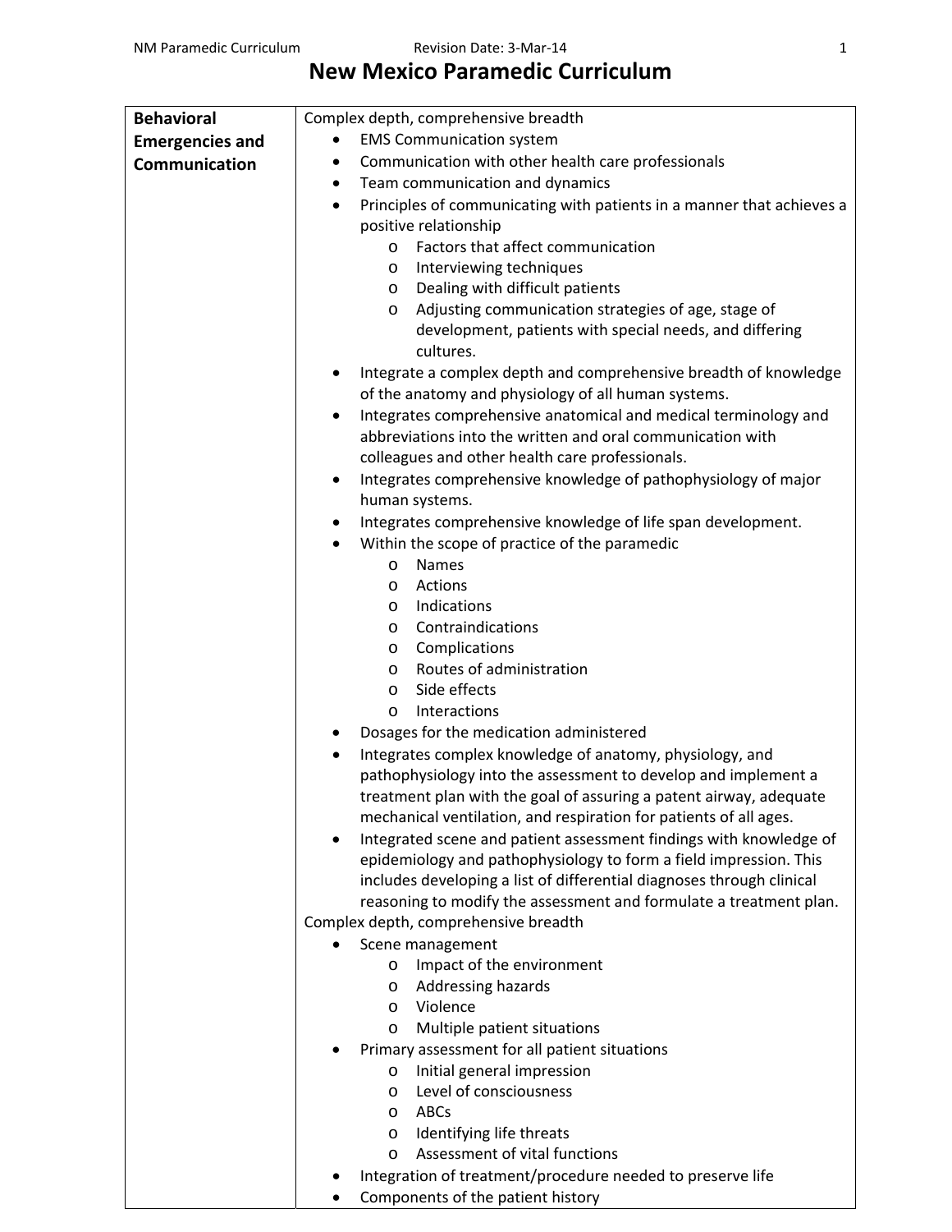# New Mexico Paramedic Curriculum

| **Behavioral Emergencies and Communication** | Complex depth, comprehensive breadth<br>• EMS Communication system<br>• Communication with other health care professionals<br>• Team communication and dynamics<br>• Principles of communicating with patients in a manner that achieves a positive relationship<br>&nbsp;&nbsp;&nbsp;&nbsp;o Factors that affect communication<br>&nbsp;&nbsp;&nbsp;&nbsp;o Interviewing techniques<br>&nbsp;&nbsp;&nbsp;&nbsp;o Dealing with difficult patients<br>&nbsp;&nbsp;&nbsp;&nbsp;o Adjusting communication strategies of age, stage of development, patients with special needs, and differing cultures.<br>• Integrate a complex depth and comprehensive breadth of knowledge of the anatomy and physiology of all human systems.<br>• Integrates comprehensive anatomical and medical terminology and abbreviations into the written and oral communication with colleagues and other health care professionals.<br>• Integrates comprehensive knowledge of pathophysiology of major human systems.<br>• Integrates comprehensive knowledge of life span development.<br>• Within the scope of practice of the paramedic<br>&nbsp;&nbsp;&nbsp;&nbsp;o Names<br>&nbsp;&nbsp;&nbsp;&nbsp;o Actions<br>&nbsp;&nbsp;&nbsp;&nbsp;o Indications<br>&nbsp;&nbsp;&nbsp;&nbsp;o Contraindications<br>&nbsp;&nbsp;&nbsp;&nbsp;o Complications<br>&nbsp;&nbsp;&nbsp;&nbsp;o Routes of administration<br>&nbsp;&nbsp;&nbsp;&nbsp;o Side effects<br>&nbsp;&nbsp;&nbsp;&nbsp;o Interactions<br>• Dosages for the medication administered<br>• Integrates complex knowledge of anatomy, physiology, and pathophysiology into the assessment to develop and implement a treatment plan with the goal of assuring a patent airway, adequate mechanical ventilation, and respiration for patients of all ages.<br>• Integrated scene and patient assessment findings with knowledge of epidemiology and pathophysiology to form a field impression. This includes developing a list of differential diagnoses through clinical reasoning to modify the assessment and formulate a treatment plan.<br>Complex depth, comprehensive breadth<br>• Scene management<br>&nbsp;&nbsp;&nbsp;&nbsp;o Impact of the environment<br>&nbsp;&nbsp;&nbsp;&nbsp;o Addressing hazards<br>&nbsp;&nbsp;&nbsp;&nbsp;o Violence<br>&nbsp;&nbsp;&nbsp;&nbsp;o Multiple patient situations<br>• Primary assessment for all patient situations<br>&nbsp;&nbsp;&nbsp;&nbsp;o Initial general impression<br>&nbsp;&nbsp;&nbsp;&nbsp;o Level of consciousness<br>&nbsp;&nbsp;&nbsp;&nbsp;o ABCs<br>&nbsp;&nbsp;&nbsp;&nbsp;o Identifying life threats<br>&nbsp;&nbsp;&nbsp;&nbsp;o Assessment of vital functions<br>• Integration of treatment/procedure needed to preserve life<br>• Components of the patient history |
|---|---|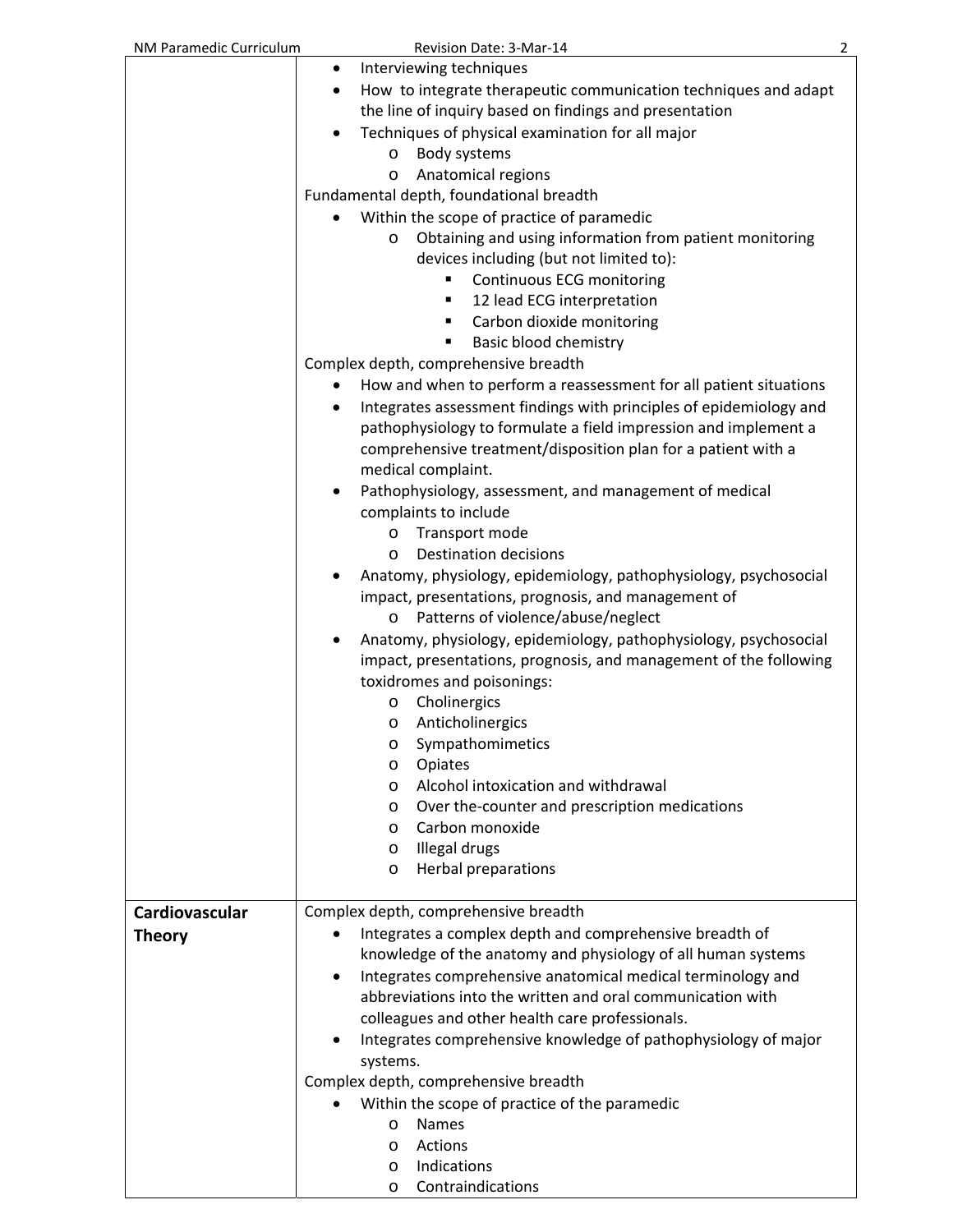| | |
|---|---|
| | • Interviewing techniques<br>• How to integrate therapeutic communication techniques and adapt the line of inquiry based on findings and presentation<br>• Techniques of physical examination for all major<br>  o Body systems<br>  o Anatomical regions<br>Fundamental depth, foundational breadth<br>• Within the scope of practice of paramedic<br>  o Obtaining and using information from patient monitoring devices including (but not limited to):<br>    ▪ Continuous ECG monitoring<br>    ▪ 12 lead ECG interpretation<br>    ▪ Carbon dioxide monitoring<br>    ▪ Basic blood chemistry<br>Complex depth, comprehensive breadth<br>• How and when to perform a reassessment for all patient situations<br>• Integrates assessment findings with principles of epidemiology and pathophysiology to formulate a field impression and implement a comprehensive treatment/disposition plan for a patient with a medical complaint.<br>• Pathophysiology, assessment, and management of medical complaints to include<br>  o Transport mode<br>  o Destination decisions<br>• Anatomy, physiology, epidemiology, pathophysiology, psychosocial impact, presentations, prognosis, and management of<br>  o Patterns of violence/abuse/neglect<br>• Anatomy, physiology, epidemiology, pathophysiology, psychosocial impact, presentations, prognosis, and management of the following toxidromes and poisonings:<br>  o Cholinergics<br>  o Anticholinergics<br>  o Sympathomimetics<br>  o Opiates<br>  o Alcohol intoxication and withdrawal<br>  o Over the-counter and prescription medications<br>  o Carbon monoxide<br>  o Illegal drugs<br>  o Herbal preparations |
| **Cardiovascular Theory** | Complex depth, comprehensive breadth<br>• Integrates a complex depth and comprehensive breadth of knowledge of the anatomy and physiology of all human systems<br>• Integrates comprehensive anatomical medical terminology and abbreviations into the written and oral communication with colleagues and other health care professionals.<br>• Integrates comprehensive knowledge of pathophysiology of major systems.<br>Complex depth, comprehensive breadth<br>• Within the scope of practice of the paramedic<br>  o Names<br>  o Actions<br>  o Indications<br>  o Contraindications |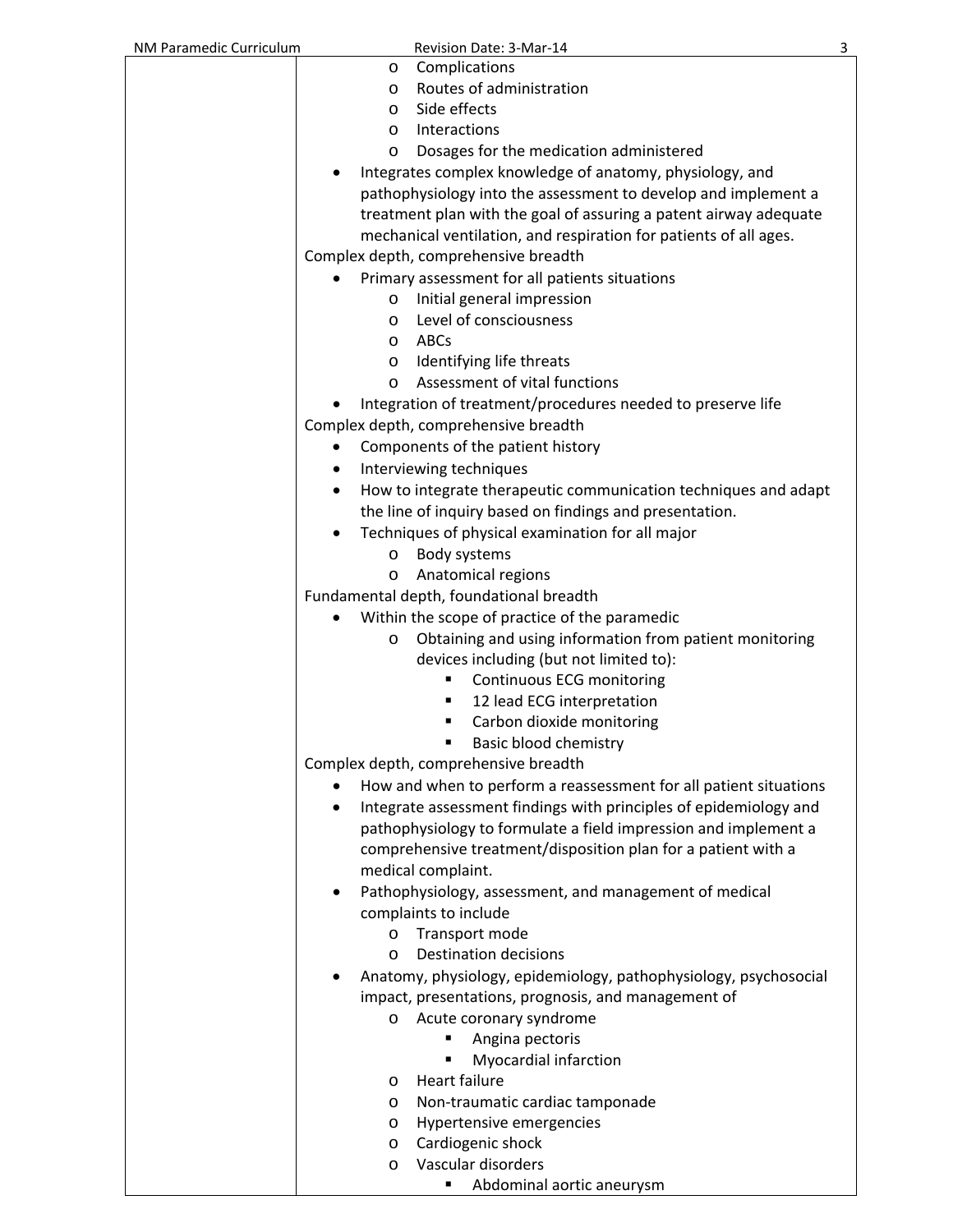| | |
|---|---|
| | - Complications<br>- Routes of administration<br>- Side effects<br>- Interactions<br>- Dosages for the medication administered<br><br>• Integrates complex knowledge of anatomy, physiology, and pathophysiology into the assessment to develop and implement a treatment plan with the goal of assuring a patent airway adequate mechanical ventilation, and respiration for patients of all ages.<br><br>Complex depth, comprehensive breadth<br><br>• Primary assessment for all patients situations<br>- Initial general impression<br>- Level of consciousness<br>- ABCs<br>- Identifying life threats<br>- Assessment of vital functions<br><br>• Integration of treatment/procedures needed to preserve life<br><br>Complex depth, comprehensive breadth<br><br>• Components of the patient history<br>• Interviewing techniques<br>• How to integrate therapeutic communication techniques and adapt the line of inquiry based on findings and presentation.<br>• Techniques of physical examination for all major<br>- Body systems<br>- Anatomical regions<br><br>Fundamental depth, foundational breadth<br><br>• Within the scope of practice of the paramedic<br>- Obtaining and using information from patient monitoring devices including (but not limited to):<br>▪ Continuous ECG monitoring<br>▪ 12 lead ECG interpretation<br>▪ Carbon dioxide monitoring<br>▪ Basic blood chemistry<br><br>Complex depth, comprehensive breadth<br><br>• How and when to perform a reassessment for all patient situations<br>• Integrate assessment findings with principles of epidemiology and pathophysiology to formulate a field impression and implement a comprehensive treatment/disposition plan for a patient with a medical complaint.<br>• Pathophysiology, assessment, and management of medical complaints to include<br>- Transport mode<br>- Destination decisions<br><br>• Anatomy, physiology, epidemiology, pathophysiology, psychosocial impact, presentations, prognosis, and management of<br>- Acute coronary syndrome<br>▪ Angina pectoris<br>▪ Myocardial infarction<br>- Heart failure<br>- Non-traumatic cardiac tamponade<br>- Hypertensive emergencies<br>- Cardiogenic shock<br>- Vascular disorders<br>▪ Abdominal aortic aneurysm |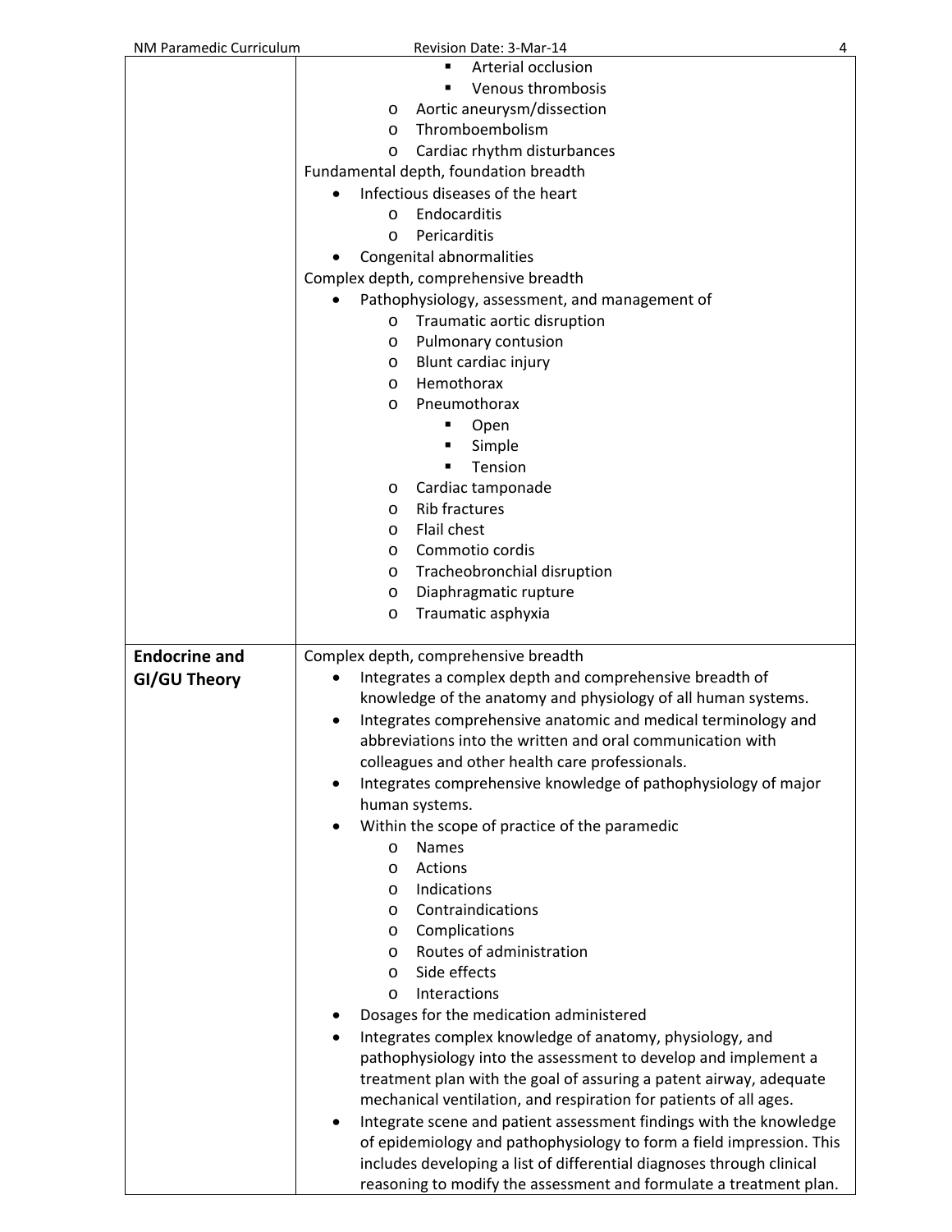| | |
|---|---|
| | ▪ Arterial occlusion<br>▪ Venous thrombosis<br>o Aortic aneurysm/dissection<br>o Thromboembolism<br>o Cardiac rhythm disturbances<br>Fundamental depth, foundation breadth<br>• Infectious diseases of the heart<br>o Endocarditis<br>o Pericarditis<br>• Congenital abnormalities<br>Complex depth, comprehensive breadth<br>• Pathophysiology, assessment, and management of<br>o Traumatic aortic disruption<br>o Pulmonary contusion<br>o Blunt cardiac injury<br>o Hemothorax<br>o Pneumothorax<br>▪ Open<br>▪ Simple<br>▪ Tension<br>o Cardiac tamponade<br>o Rib fractures<br>o Flail chest<br>o Commotio cordis<br>o Tracheobronchial disruption<br>o Diaphragmatic rupture<br>o Traumatic asphyxia |
| **Endocrine and GI/GU Theory** | Complex depth, comprehensive breadth<br>• Integrates a complex depth and comprehensive breadth of knowledge of the anatomy and physiology of all human systems.<br>• Integrates comprehensive anatomic and medical terminology and abbreviations into the written and oral communication with colleagues and other health care professionals.<br>• Integrates comprehensive knowledge of pathophysiology of major human systems.<br>• Within the scope of practice of the paramedic<br>o Names<br>o Actions<br>o Indications<br>o Contraindications<br>o Complications<br>o Routes of administration<br>o Side effects<br>o Interactions<br>• Dosages for the medication administered<br>• Integrates complex knowledge of anatomy, physiology, and pathophysiology into the assessment to develop and implement a treatment plan with the goal of assuring a patent airway, adequate mechanical ventilation, and respiration for patients of all ages.<br>• Integrate scene and patient assessment findings with the knowledge of epidemiology and pathophysiology to form a field impression. This includes developing a list of differential diagnoses through clinical reasoning to modify the assessment and formulate a treatment plan. |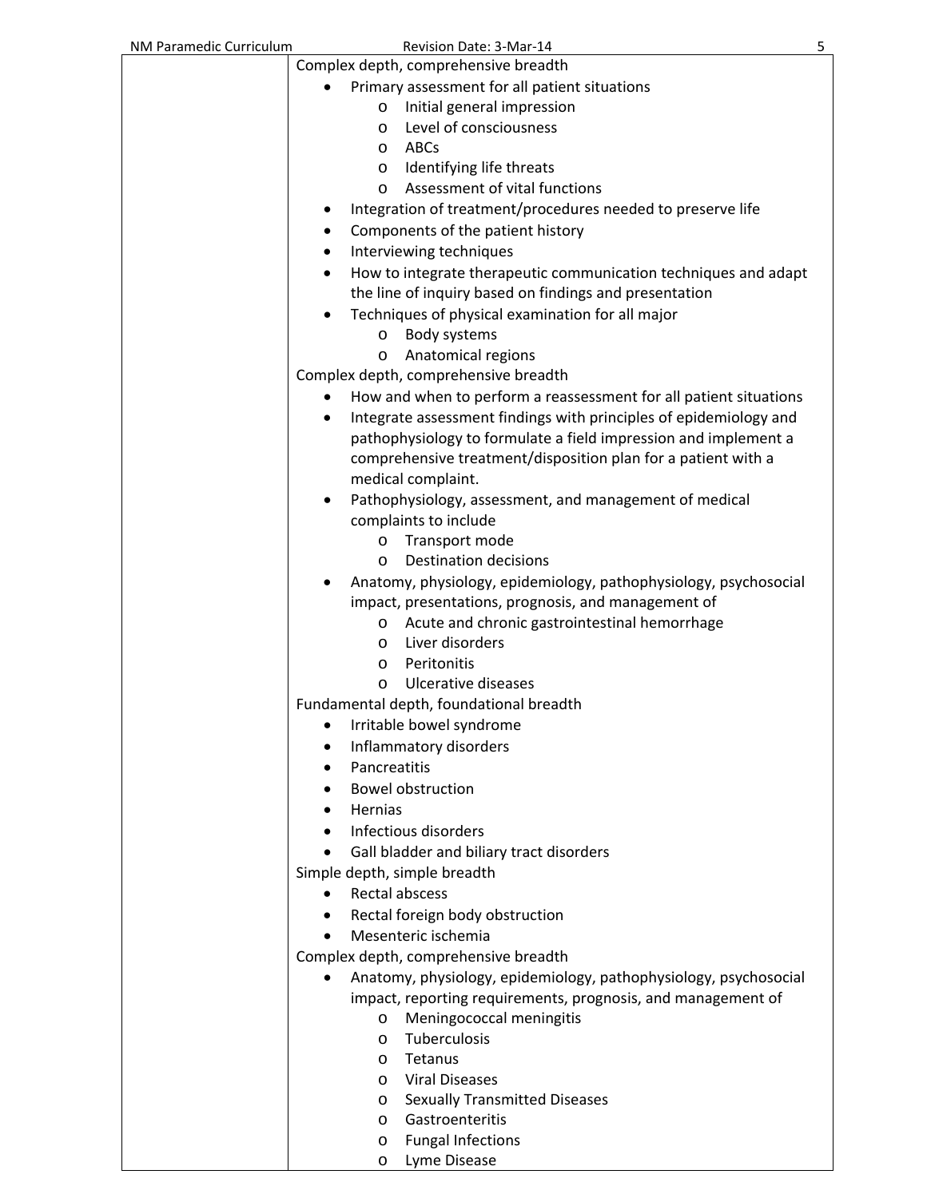| | |
|---|---|
| | Complex depth, comprehensive breadth<br>• Primary assessment for all patient situations<br>&nbsp;&nbsp;&nbsp;&nbsp;o Initial general impression<br>&nbsp;&nbsp;&nbsp;&nbsp;o Level of consciousness<br>&nbsp;&nbsp;&nbsp;&nbsp;o ABCs<br>&nbsp;&nbsp;&nbsp;&nbsp;o Identifying life threats<br>&nbsp;&nbsp;&nbsp;&nbsp;o Assessment of vital functions<br>• Integration of treatment/procedures needed to preserve life<br>• Components of the patient history<br>• Interviewing techniques<br>• How to integrate therapeutic communication techniques and adapt the line of inquiry based on findings and presentation<br>• Techniques of physical examination for all major<br>&nbsp;&nbsp;&nbsp;&nbsp;o Body systems<br>&nbsp;&nbsp;&nbsp;&nbsp;o Anatomical regions<br>Complex depth, comprehensive breadth<br>• How and when to perform a reassessment for all patient situations<br>• Integrate assessment findings with principles of epidemiology and pathophysiology to formulate a field impression and implement a comprehensive treatment/disposition plan for a patient with a medical complaint.<br>• Pathophysiology, assessment, and management of medical complaints to include<br>&nbsp;&nbsp;&nbsp;&nbsp;o Transport mode<br>&nbsp;&nbsp;&nbsp;&nbsp;o Destination decisions<br>• Anatomy, physiology, epidemiology, pathophysiology, psychosocial impact, presentations, prognosis, and management of<br>&nbsp;&nbsp;&nbsp;&nbsp;o Acute and chronic gastrointestinal hemorrhage<br>&nbsp;&nbsp;&nbsp;&nbsp;o Liver disorders<br>&nbsp;&nbsp;&nbsp;&nbsp;o Peritonitis<br>&nbsp;&nbsp;&nbsp;&nbsp;o Ulcerative diseases<br>Fundamental depth, foundational breadth<br>• Irritable bowel syndrome<br>• Inflammatory disorders<br>• Pancreatitis<br>• Bowel obstruction<br>• Hernias<br>• Infectious disorders<br>• Gall bladder and biliary tract disorders<br>Simple depth, simple breadth<br>• Rectal abscess<br>• Rectal foreign body obstruction<br>• Mesenteric ischemia<br>Complex depth, comprehensive breadth<br>• Anatomy, physiology, epidemiology, pathophysiology, psychosocial impact, reporting requirements, prognosis, and management of<br>&nbsp;&nbsp;&nbsp;&nbsp;o Meningococcal meningitis<br>&nbsp;&nbsp;&nbsp;&nbsp;o Tuberculosis<br>&nbsp;&nbsp;&nbsp;&nbsp;o Tetanus<br>&nbsp;&nbsp;&nbsp;&nbsp;o Viral Diseases<br>&nbsp;&nbsp;&nbsp;&nbsp;o Sexually Transmitted Diseases<br>&nbsp;&nbsp;&nbsp;&nbsp;o Gastroenteritis<br>&nbsp;&nbsp;&nbsp;&nbsp;o Fungal Infections<br>&nbsp;&nbsp;&nbsp;&nbsp;o Lyme Disease |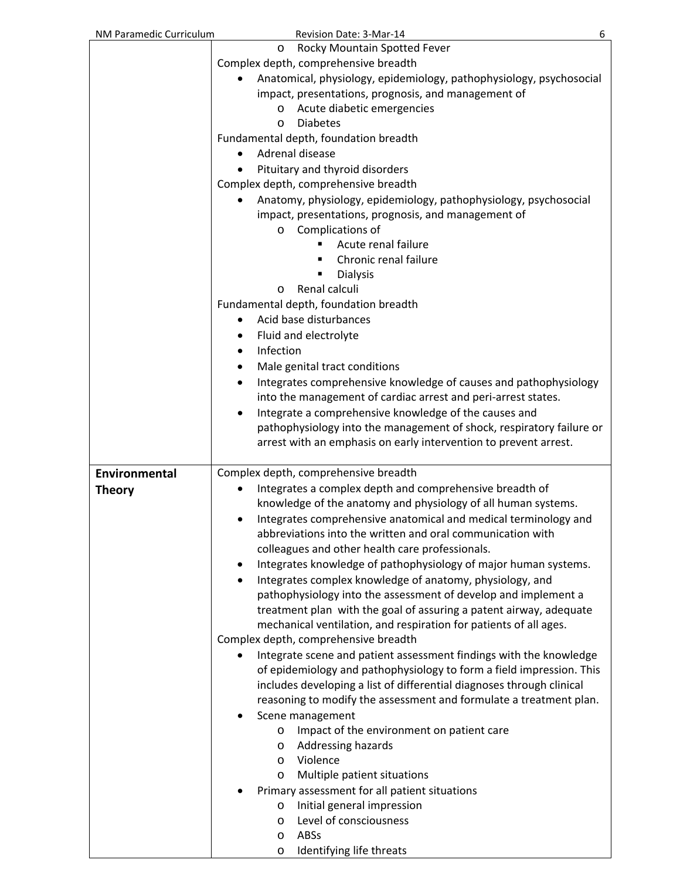| | |
|---|---|
| | - Rocky Mountain Spotted Fever<br><br>Complex depth, comprehensive breadth<br>- Anatomical, physiology, epidemiology, pathophysiology, psychosocial impact, presentations, prognosis, and management of<br>  - Acute diabetic emergencies<br>  - Diabetes<br><br>Fundamental depth, foundation breadth<br>- Adrenal disease<br>- Pituitary and thyroid disorders<br><br>Complex depth, comprehensive breadth<br>- Anatomy, physiology, epidemiology, pathophysiology, psychosocial impact, presentations, prognosis, and management of<br>  - Complications of<br>    - Acute renal failure<br>    - Chronic renal failure<br>    - Dialysis<br>  - Renal calculi<br><br>Fundamental depth, foundation breadth<br>- Acid base disturbances<br>- Fluid and electrolyte<br>- Infection<br>- Male genital tract conditions<br>- Integrates comprehensive knowledge of causes and pathophysiology into the management of cardiac arrest and peri-arrest states.<br>- Integrate a comprehensive knowledge of the causes and pathophysiology into the management of shock, respiratory failure or arrest with an emphasis on early intervention to prevent arrest. |
| **Environmental Theory** | Complex depth, comprehensive breadth<br>- Integrates a complex depth and comprehensive breadth of knowledge of the anatomy and physiology of all human systems.<br>- Integrates comprehensive anatomical and medical terminology and abbreviations into the written and oral communication with colleagues and other health care professionals.<br>- Integrates knowledge of pathophysiology of major human systems.<br>- Integrates complex knowledge of anatomy, physiology, and pathophysiology into the assessment of develop and implement a treatment plan with the goal of assuring a patent airway, adequate mechanical ventilation, and respiration for patients of all ages.<br><br>Complex depth, comprehensive breadth<br>- Integrate scene and patient assessment findings with the knowledge of epidemiology and pathophysiology to form a field impression. This includes developing a list of differential diagnoses through clinical reasoning to modify the assessment and formulate a treatment plan.<br>- Scene management<br>  - Impact of the environment on patient care<br>  - Addressing hazards<br>  - Violence<br>  - Multiple patient situations<br>- Primary assessment for all patient situations<br>  - Initial general impression<br>  - Level of consciousness<br>  - ABSs<br>  - Identifying life threats |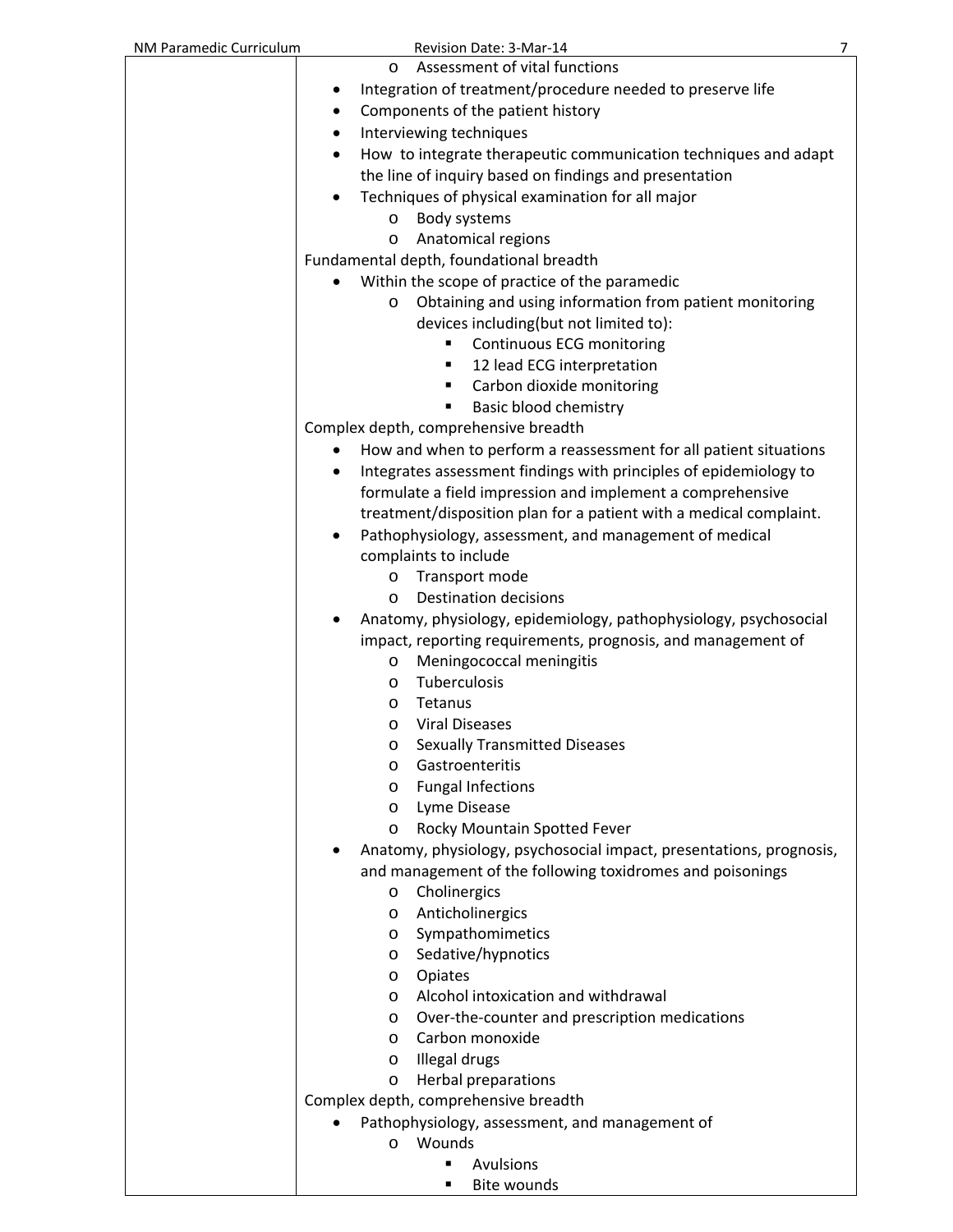|  |  |
|---|---|
|  | - Assessment of vital functions<br>- Integration of treatment/procedure needed to preserve life<br>- Components of the patient history<br>- Interviewing techniques<br>- How to integrate therapeutic communication techniques and adapt the line of inquiry based on findings and presentation<br>- Techniques of physical examination for all major<br>  - Body systems<br>  - Anatomical regions<br><br>Fundamental depth, foundational breadth<br>- Within the scope of practice of the paramedic<br>  - Obtaining and using information from patient monitoring devices including(but not limited to):<br>    - Continuous ECG monitoring<br>    - 12 lead ECG interpretation<br>    - Carbon dioxide monitoring<br>    - Basic blood chemistry<br><br>Complex depth, comprehensive breadth<br>- How and when to perform a reassessment for all patient situations<br>- Integrates assessment findings with principles of epidemiology to formulate a field impression and implement a comprehensive treatment/disposition plan for a patient with a medical complaint.<br>- Pathophysiology, assessment, and management of medical complaints to include<br>  - Transport mode<br>  - Destination decisions<br>- Anatomy, physiology, epidemiology, pathophysiology, psychosocial impact, reporting requirements, prognosis, and management of<br>  - Meningococcal meningitis<br>  - Tuberculosis<br>  - Tetanus<br>  - Viral Diseases<br>  - Sexually Transmitted Diseases<br>  - Gastroenteritis<br>  - Fungal Infections<br>  - Lyme Disease<br>  - Rocky Mountain Spotted Fever<br>- Anatomy, physiology, psychosocial impact, presentations, prognosis, and management of the following toxidromes and poisonings<br>  - Cholinergics<br>  - Anticholinergics<br>  - Sympathomimetics<br>  - Sedative/hypnotics<br>  - Opiates<br>  - Alcohol intoxication and withdrawal<br>  - Over-the-counter and prescription medications<br>  - Carbon monoxide<br>  - Illegal drugs<br>  - Herbal preparations<br><br>Complex depth, comprehensive breadth<br>- Pathophysiology, assessment, and management of<br>  - Wounds<br>    - Avulsions<br>    - Bite wounds |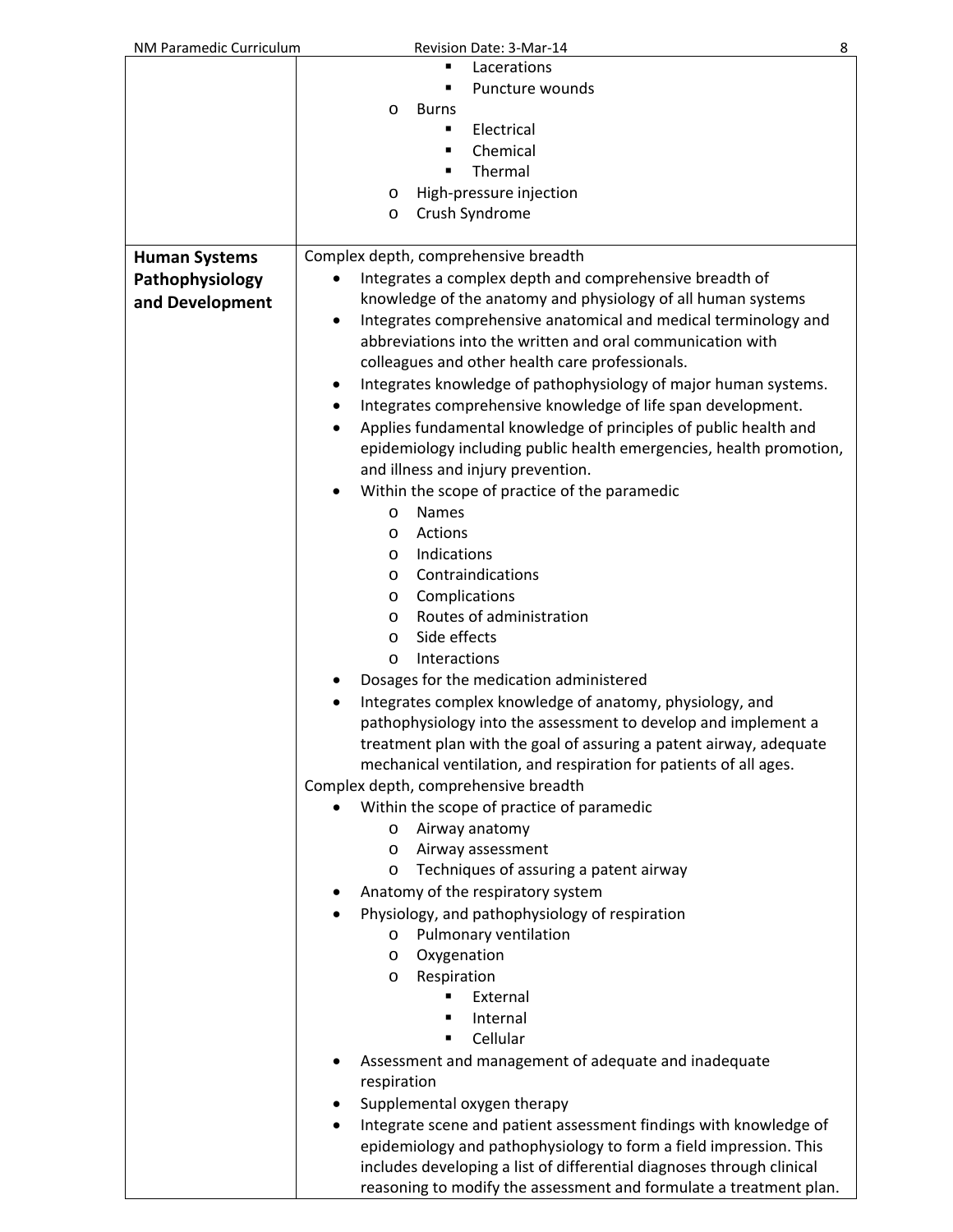| | |
|---|---|
| | ▪ Lacerations<br>▪ Puncture wounds<br>o Burns<br>▪ Electrical<br>▪ Chemical<br>▪ Thermal<br>o High-pressure injection<br>o Crush Syndrome |
| **Human Systems Pathophysiology and Development** | Complex depth, comprehensive breadth<br>• Integrates a complex depth and comprehensive breadth of knowledge of the anatomy and physiology of all human systems<br>• Integrates comprehensive anatomical and medical terminology and abbreviations into the written and oral communication with colleagues and other health care professionals.<br>• Integrates knowledge of pathophysiology of major human systems.<br>• Integrates comprehensive knowledge of life span development.<br>• Applies fundamental knowledge of principles of public health and epidemiology including public health emergencies, health promotion, and illness and injury prevention.<br>• Within the scope of practice of the paramedic<br>o Names<br>o Actions<br>o Indications<br>o Contraindications<br>o Complications<br>o Routes of administration<br>o Side effects<br>o Interactions<br>• Dosages for the medication administered<br>• Integrates complex knowledge of anatomy, physiology, and pathophysiology into the assessment to develop and implement a treatment plan with the goal of assuring a patent airway, adequate mechanical ventilation, and respiration for patients of all ages.<br>Complex depth, comprehensive breadth<br>• Within the scope of practice of paramedic<br>o Airway anatomy<br>o Airway assessment<br>o Techniques of assuring a patent airway<br>• Anatomy of the respiratory system<br>• Physiology, and pathophysiology of respiration<br>o Pulmonary ventilation<br>o Oxygenation<br>o Respiration<br>▪ External<br>▪ Internal<br>▪ Cellular<br>• Assessment and management of adequate and inadequate respiration<br>• Supplemental oxygen therapy<br>• Integrate scene and patient assessment findings with knowledge of epidemiology and pathophysiology to form a field impression. This includes developing a list of differential diagnoses through clinical reasoning to modify the assessment and formulate a treatment plan. |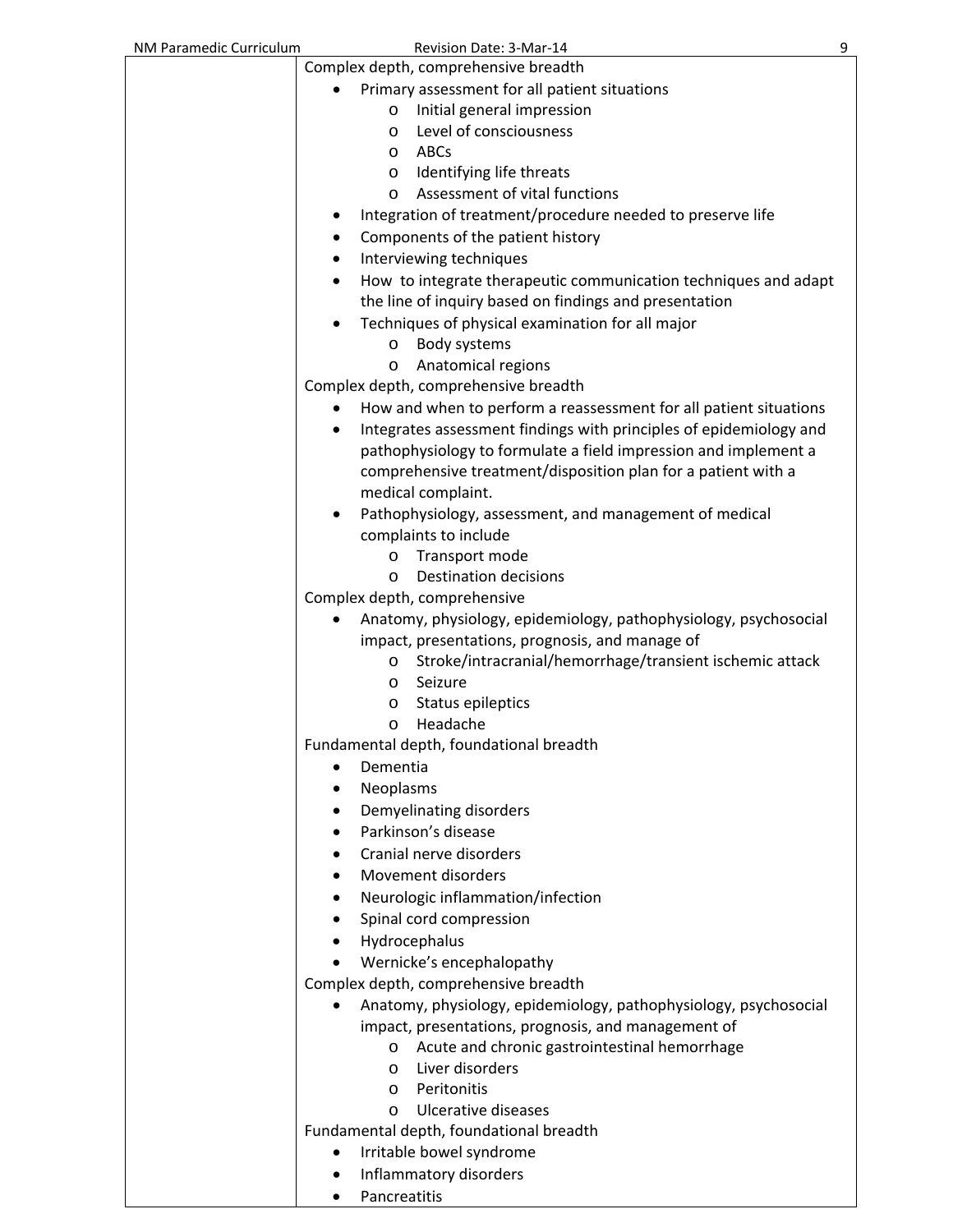| | |
|---|---|
| | Complex depth, comprehensive breadth<br>• Primary assessment for all patient situations<br>  o Initial general impression<br>  o Level of consciousness<br>  o ABCs<br>  o Identifying life threats<br>  o Assessment of vital functions<br>• Integration of treatment/procedure needed to preserve life<br>• Components of the patient history<br>• Interviewing techniques<br>• How to integrate therapeutic communication techniques and adapt the line of inquiry based on findings and presentation<br>• Techniques of physical examination for all major<br>  o Body systems<br>  o Anatomical regions<br>Complex depth, comprehensive breadth<br>• How and when to perform a reassessment for all patient situations<br>• Integrates assessment findings with principles of epidemiology and pathophysiology to formulate a field impression and implement a comprehensive treatment/disposition plan for a patient with a medical complaint.<br>• Pathophysiology, assessment, and management of medical complaints to include<br>  o Transport mode<br>  o Destination decisions<br>Complex depth, comprehensive<br>• Anatomy, physiology, epidemiology, pathophysiology, psychosocial impact, presentations, prognosis, and manage of<br>  o Stroke/intracranial/hemorrhage/transient ischemic attack<br>  o Seizure<br>  o Status epileptics<br>  o Headache<br>Fundamental depth, foundational breadth<br>• Dementia<br>• Neoplasms<br>• Demyelinating disorders<br>• Parkinson's disease<br>• Cranial nerve disorders<br>• Movement disorders<br>• Neurologic inflammation/infection<br>• Spinal cord compression<br>• Hydrocephalus<br>• Wernicke's encephalopathy<br>Complex depth, comprehensive breadth<br>• Anatomy, physiology, epidemiology, pathophysiology, psychosocial impact, presentations, prognosis, and management of<br>  o Acute and chronic gastrointestinal hemorrhage<br>  o Liver disorders<br>  o Peritonitis<br>  o Ulcerative diseases<br>Fundamental depth, foundational breadth<br>• Irritable bowel syndrome<br>• Inflammatory disorders<br>• Pancreatitis |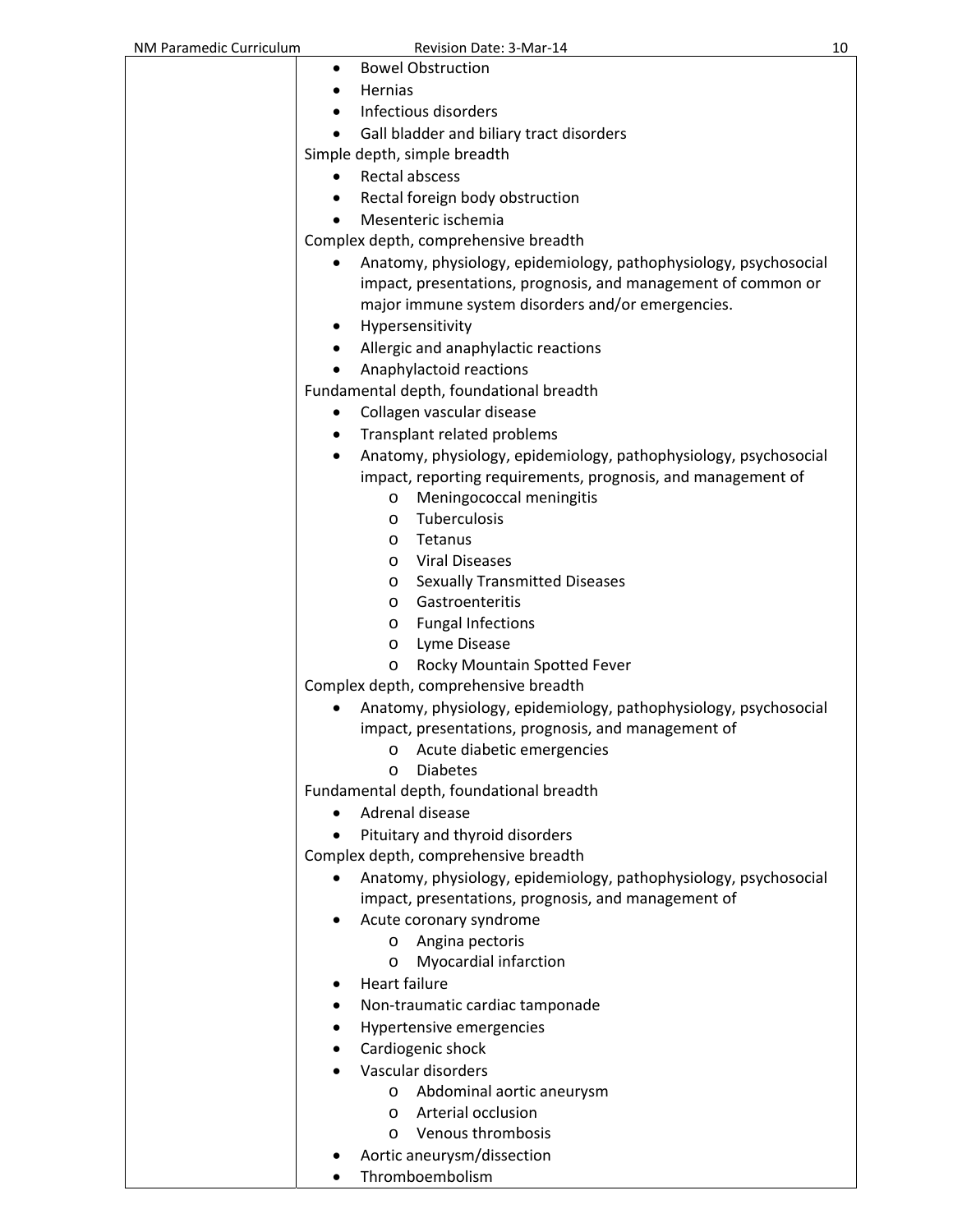| | |
|---|---|
| | • Bowel Obstruction<br>• Hernias<br>• Infectious disorders<br>• Gall bladder and biliary tract disorders<br>Simple depth, simple breadth<br>• Rectal abscess<br>• Rectal foreign body obstruction<br>• Mesenteric ischemia<br>Complex depth, comprehensive breadth<br>• Anatomy, physiology, epidemiology, pathophysiology, psychosocial impact, presentations, prognosis, and management of common or major immune system disorders and/or emergencies.<br>• Hypersensitivity<br>• Allergic and anaphylactic reactions<br>• Anaphylactoid reactions<br>Fundamental depth, foundational breadth<br>• Collagen vascular disease<br>• Transplant related problems<br>• Anatomy, physiology, epidemiology, pathophysiology, psychosocial impact, reporting requirements, prognosis, and management of<br>  o Meningococcal meningitis<br>  o Tuberculosis<br>  o Tetanus<br>  o Viral Diseases<br>  o Sexually Transmitted Diseases<br>  o Gastroenteritis<br>  o Fungal Infections<br>  o Lyme Disease<br>  o Rocky Mountain Spotted Fever<br>Complex depth, comprehensive breadth<br>• Anatomy, physiology, epidemiology, pathophysiology, psychosocial impact, presentations, prognosis, and management of<br>  o Acute diabetic emergencies<br>  o Diabetes<br>Fundamental depth, foundational breadth<br>• Adrenal disease<br>• Pituitary and thyroid disorders<br>Complex depth, comprehensive breadth<br>• Anatomy, physiology, epidemiology, pathophysiology, psychosocial impact, presentations, prognosis, and management of<br>• Acute coronary syndrome<br>  o Angina pectoris<br>  o Myocardial infarction<br>• Heart failure<br>• Non-traumatic cardiac tamponade<br>• Hypertensive emergencies<br>• Cardiogenic shock<br>• Vascular disorders<br>  o Abdominal aortic aneurysm<br>  o Arterial occlusion<br>  o Venous thrombosis<br>• Aortic aneurysm/dissection<br>• Thromboembolism |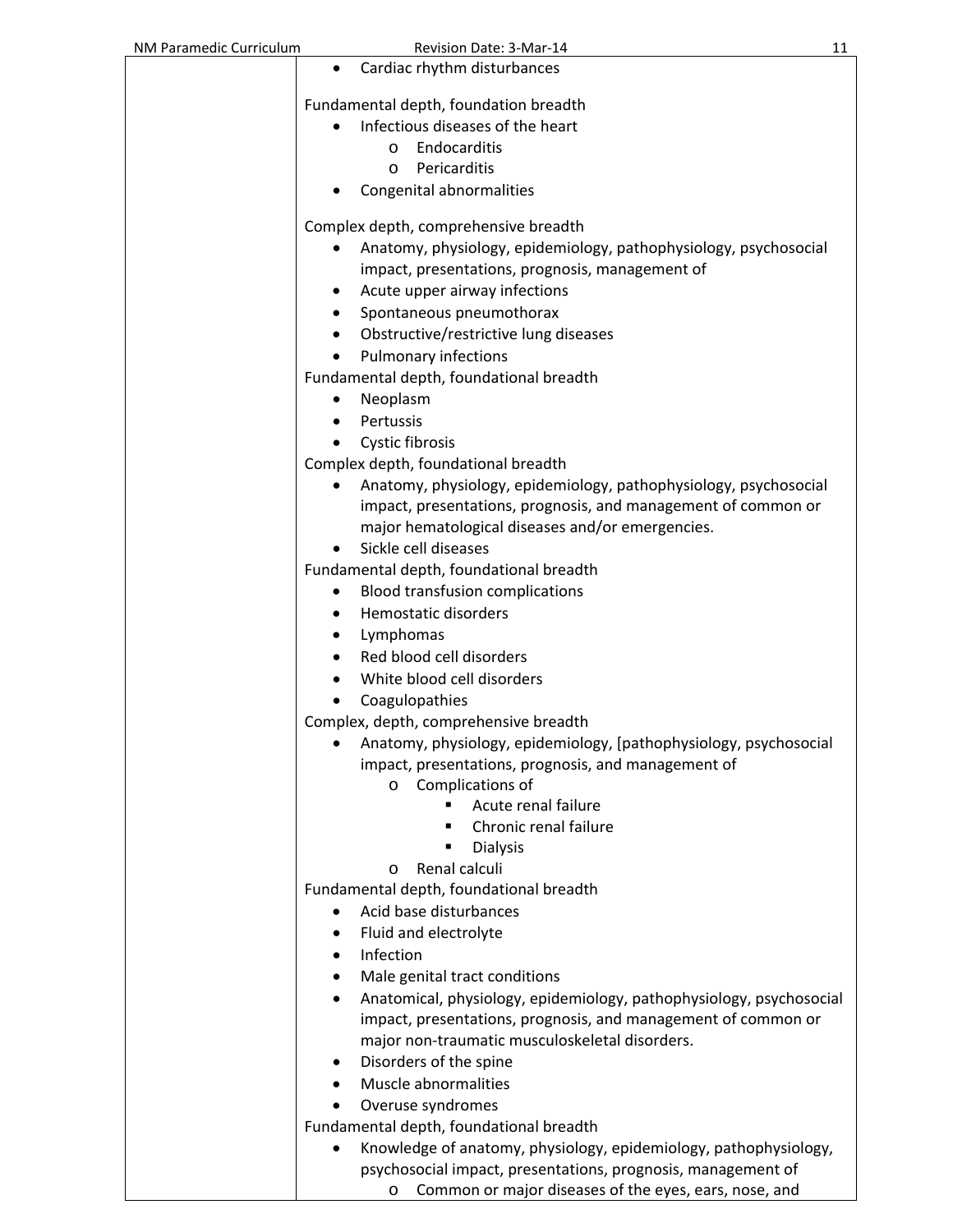| | |
|---|---|
| | • Cardiac rhythm disturbances<br><br>Fundamental depth, foundation breadth<br>• Infectious diseases of the heart<br>  o Endocarditis<br>  o Pericarditis<br>• Congenital abnormalities<br><br>Complex depth, comprehensive breadth<br>• Anatomy, physiology, epidemiology, pathophysiology, psychosocial impact, presentations, prognosis, management of<br>• Acute upper airway infections<br>• Spontaneous pneumothorax<br>• Obstructive/restrictive lung diseases<br>• Pulmonary infections<br>Fundamental depth, foundational breadth<br>• Neoplasm<br>• Pertussis<br>• Cystic fibrosis<br>Complex depth, foundational breadth<br>• Anatomy, physiology, epidemiology, pathophysiology, psychosocial impact, presentations, prognosis, and management of common or major hematological diseases and/or emergencies.<br>• Sickle cell diseases<br>Fundamental depth, foundational breadth<br>• Blood transfusion complications<br>• Hemostatic disorders<br>• Lymphomas<br>• Red blood cell disorders<br>• White blood cell disorders<br>• Coagulopathies<br>Complex, depth, comprehensive breadth<br>• Anatomy, physiology, epidemiology, [pathophysiology, psychosocial impact, presentations, prognosis, and management of<br>  o Complications of<br>    ▪ Acute renal failure<br>    ▪ Chronic renal failure<br>    ▪ Dialysis<br>  o Renal calculi<br>Fundamental depth, foundational breadth<br>• Acid base disturbances<br>• Fluid and electrolyte<br>• Infection<br>• Male genital tract conditions<br>• Anatomical, physiology, epidemiology, pathophysiology, psychosocial impact, presentations, prognosis, and management of common or major non-traumatic musculoskeletal disorders.<br>• Disorders of the spine<br>• Muscle abnormalities<br>• Overuse syndromes<br>Fundamental depth, foundational breadth<br>• Knowledge of anatomy, physiology, epidemiology, pathophysiology, psychosocial impact, presentations, prognosis, management of<br>  o Common or major diseases of the eyes, ears, nose, and |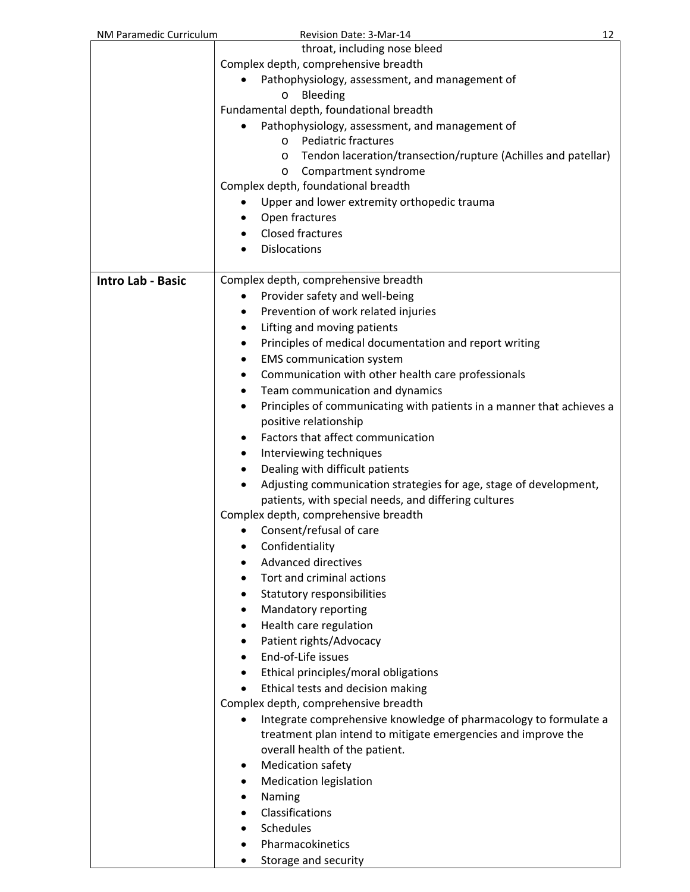| | |
|---|---|
| | throat, including nose bleed<br>Complex depth, comprehensive breadth<br>• Pathophysiology, assessment, and management of<br>&nbsp;&nbsp;&nbsp;&nbsp;o Bleeding<br>Fundamental depth, foundational breadth<br>• Pathophysiology, assessment, and management of<br>&nbsp;&nbsp;&nbsp;&nbsp;o Pediatric fractures<br>&nbsp;&nbsp;&nbsp;&nbsp;o Tendon laceration/transection/rupture (Achilles and patellar)<br>&nbsp;&nbsp;&nbsp;&nbsp;o Compartment syndrome<br>Complex depth, foundational breadth<br>• Upper and lower extremity orthopedic trauma<br>• Open fractures<br>• Closed fractures<br>• Dislocations |
| **Intro Lab - Basic** | Complex depth, comprehensive breadth<br>• Provider safety and well-being<br>• Prevention of work related injuries<br>• Lifting and moving patients<br>• Principles of medical documentation and report writing<br>• EMS communication system<br>• Communication with other health care professionals<br>• Team communication and dynamics<br>• Principles of communicating with patients in a manner that achieves a positive relationship<br>• Factors that affect communication<br>• Interviewing techniques<br>• Dealing with difficult patients<br>• Adjusting communication strategies for age, stage of development, patients, with special needs, and differing cultures<br>Complex depth, comprehensive breadth<br>• Consent/refusal of care<br>• Confidentiality<br>• Advanced directives<br>• Tort and criminal actions<br>• Statutory responsibilities<br>• Mandatory reporting<br>• Health care regulation<br>• Patient rights/Advocacy<br>• End-of-Life issues<br>• Ethical principles/moral obligations<br>• Ethical tests and decision making<br>Complex depth, comprehensive breadth<br>• Integrate comprehensive knowledge of pharmacology to formulate a treatment plan intend to mitigate emergencies and improve the overall health of the patient.<br>• Medication safety<br>• Medication legislation<br>• Naming<br>• Classifications<br>• Schedules<br>• Pharmacokinetics<br>• Storage and security |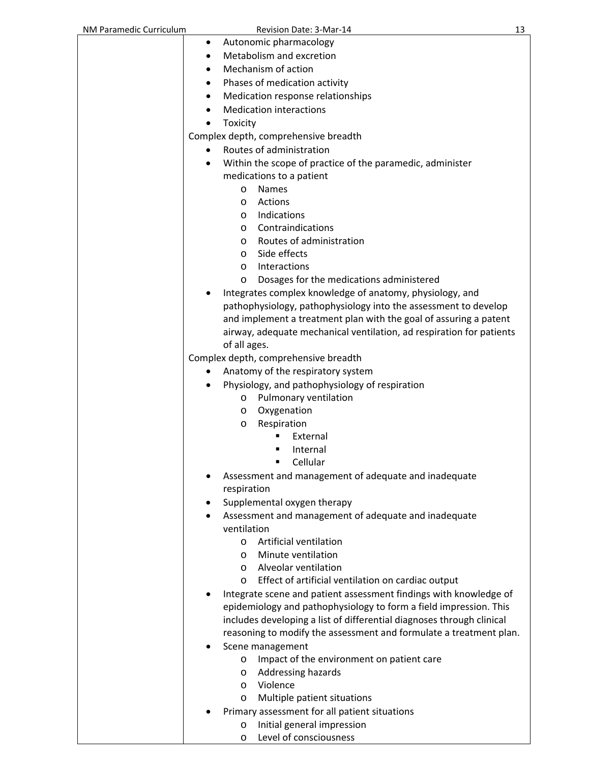- Autonomic pharmacology
- Metabolism and excretion
- Mechanism of action
- Phases of medication activity
- Medication response relationships
- Medication interactions
- Toxicity

Complex depth, comprehensive breadth

- Routes of administration
- Within the scope of practice of the paramedic, administer medications to a patient
  - Names
  - Actions
  - Indications
  - Contraindications
  - Routes of administration
  - Side effects
  - Interactions
  - Dosages for the medications administered
- Integrates complex knowledge of anatomy, physiology, and pathophysiology, pathophysiology into the assessment to develop and implement a treatment plan with the goal of assuring a patent airway, adequate mechanical ventilation, ad respiration for patients of all ages.

Complex depth, comprehensive breadth

- Anatomy of the respiratory system
- Physiology, and pathophysiology of respiration
  - Pulmonary ventilation
  - Oxygenation
  - Respiration
    - External
    - Internal
    - Cellular
- Assessment and management of adequate and inadequate respiration
- Supplemental oxygen therapy
- Assessment and management of adequate and inadequate ventilation
  - Artificial ventilation
  - Minute ventilation
  - Alveolar ventilation
  - Effect of artificial ventilation on cardiac output
- Integrate scene and patient assessment findings with knowledge of epidemiology and pathophysiology to form a field impression. This includes developing a list of differential diagnoses through clinical reasoning to modify the assessment and formulate a treatment plan.
- Scene management
  - Impact of the environment on patient care
  - Addressing hazards
  - Violence
  - Multiple patient situations
- Primary assessment for all patient situations
  - Initial general impression
  - Level of consciousness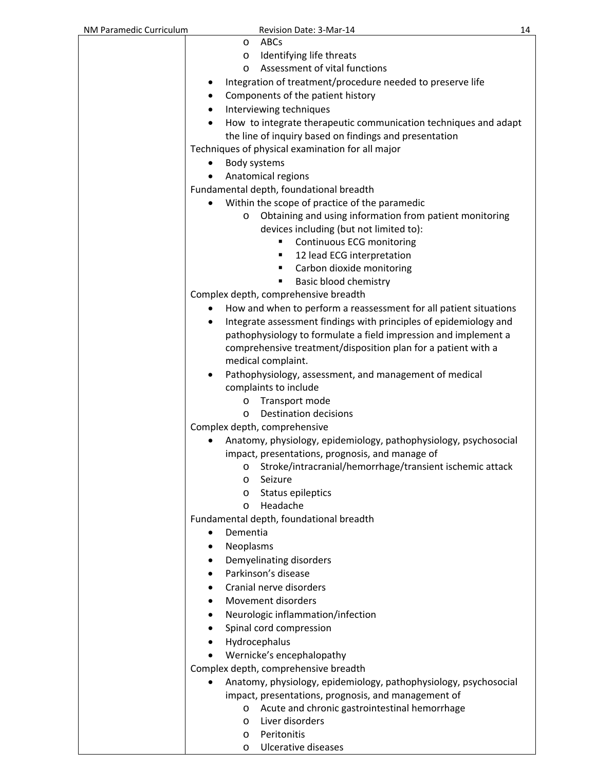| | |
|---|---|
| | - ABCs<br>- Identifying life threats<br>- Assessment of vital functions |

- Integration of treatment/procedure needed to preserve life
- Components of the patient history
- Interviewing techniques
- How to integrate therapeutic communication techniques and adapt the line of inquiry based on findings and presentation

Techniques of physical examination for all major

- Body systems
- Anatomical regions

Fundamental depth, foundational breadth

- Within the scope of practice of the paramedic
  - Obtaining and using information from patient monitoring devices including (but not limited to):
    - Continuous ECG monitoring
    - 12 lead ECG interpretation
    - Carbon dioxide monitoring
    - Basic blood chemistry

Complex depth, comprehensive breadth

- How and when to perform a reassessment for all patient situations
- Integrate assessment findings with principles of epidemiology and pathophysiology to formulate a field impression and implement a comprehensive treatment/disposition plan for a patient with a medical complaint.
- Pathophysiology, assessment, and management of medical complaints to include
  - Transport mode
  - Destination decisions

Complex depth, comprehensive

- Anatomy, physiology, epidemiology, pathophysiology, psychosocial impact, presentations, prognosis, and manage of
  - Stroke/intracranial/hemorrhage/transient ischemic attack
  - Seizure
  - Status epileptics
  - Headache

Fundamental depth, foundational breadth

- Dementia
- Neoplasms
- Demyelinating disorders
- Parkinson's disease
- Cranial nerve disorders
- Movement disorders
- Neurologic inflammation/infection
- Spinal cord compression
- Hydrocephalus
- Wernicke's encephalopathy

Complex depth, comprehensive breadth

- Anatomy, physiology, epidemiology, pathophysiology, psychosocial impact, presentations, prognosis, and management of
  - Acute and chronic gastrointestinal hemorrhage
  - Liver disorders
  - Peritonitis
  - Ulcerative diseases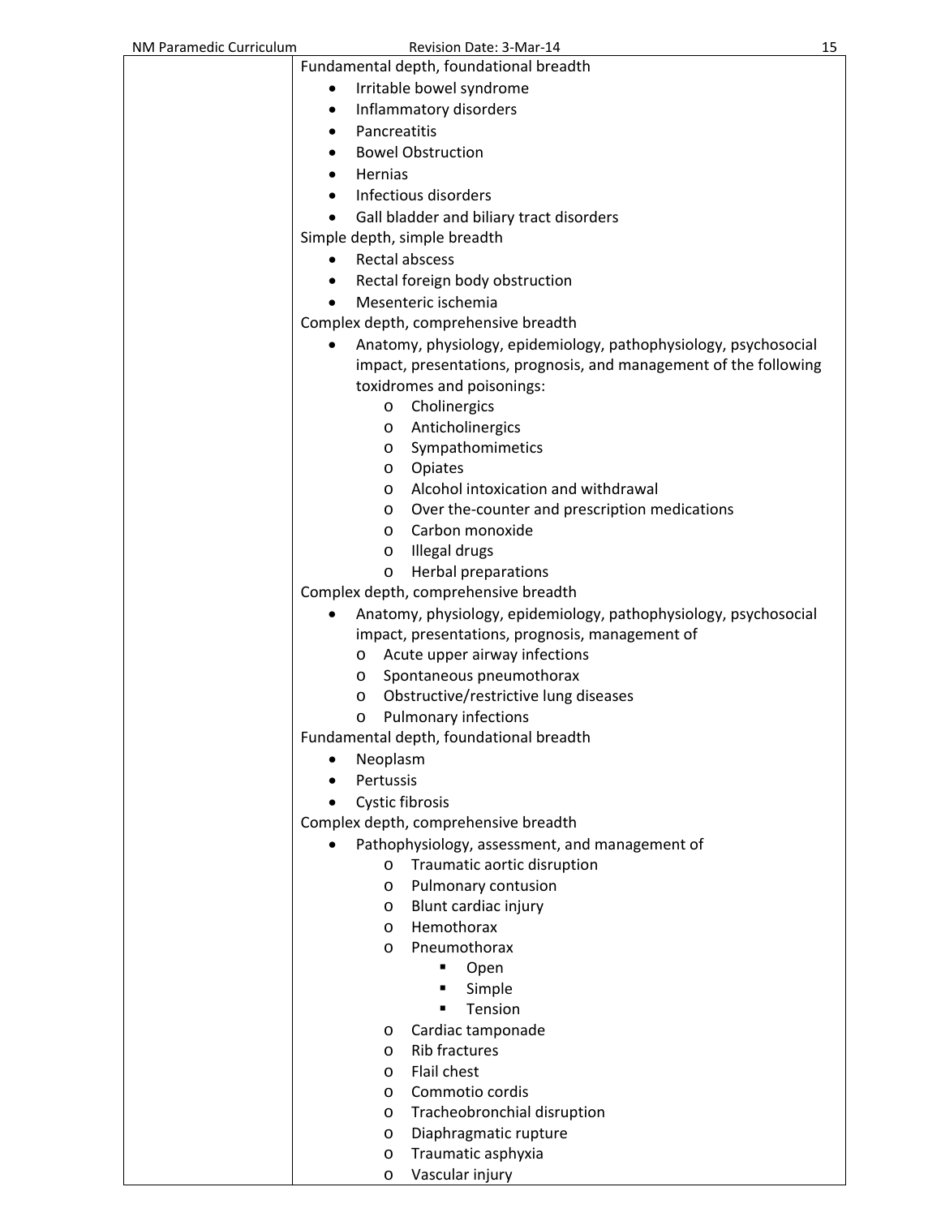| | |
|---|---|
| | Fundamental depth, foundational breadth<br>• Irritable bowel syndrome<br>• Inflammatory disorders<br>• Pancreatitis<br>• Bowel Obstruction<br>• Hernias<br>• Infectious disorders<br>• Gall bladder and biliary tract disorders<br>Simple depth, simple breadth<br>• Rectal abscess<br>• Rectal foreign body obstruction<br>• Mesenteric ischemia<br>Complex depth, comprehensive breadth<br>• Anatomy, physiology, epidemiology, pathophysiology, psychosocial impact, presentations, prognosis, and management of the following toxidromes and poisonings:<br>&nbsp;&nbsp;&nbsp;&nbsp;o Cholinergics<br>&nbsp;&nbsp;&nbsp;&nbsp;o Anticholinergics<br>&nbsp;&nbsp;&nbsp;&nbsp;o Sympathomimetics<br>&nbsp;&nbsp;&nbsp;&nbsp;o Opiates<br>&nbsp;&nbsp;&nbsp;&nbsp;o Alcohol intoxication and withdrawal<br>&nbsp;&nbsp;&nbsp;&nbsp;o Over the-counter and prescription medications<br>&nbsp;&nbsp;&nbsp;&nbsp;o Carbon monoxide<br>&nbsp;&nbsp;&nbsp;&nbsp;o Illegal drugs<br>&nbsp;&nbsp;&nbsp;&nbsp;o Herbal preparations<br>Complex depth, comprehensive breadth<br>• Anatomy, physiology, epidemiology, pathophysiology, psychosocial impact, presentations, prognosis, management of<br>&nbsp;&nbsp;&nbsp;&nbsp;o Acute upper airway infections<br>&nbsp;&nbsp;&nbsp;&nbsp;o Spontaneous pneumothorax<br>&nbsp;&nbsp;&nbsp;&nbsp;o Obstructive/restrictive lung diseases<br>&nbsp;&nbsp;&nbsp;&nbsp;o Pulmonary infections<br>Fundamental depth, foundational breadth<br>• Neoplasm<br>• Pertussis<br>• Cystic fibrosis<br>Complex depth, comprehensive breadth<br>• Pathophysiology, assessment, and management of<br>&nbsp;&nbsp;&nbsp;&nbsp;o Traumatic aortic disruption<br>&nbsp;&nbsp;&nbsp;&nbsp;o Pulmonary contusion<br>&nbsp;&nbsp;&nbsp;&nbsp;o Blunt cardiac injury<br>&nbsp;&nbsp;&nbsp;&nbsp;o Hemothorax<br>&nbsp;&nbsp;&nbsp;&nbsp;o Pneumothorax<br>&nbsp;&nbsp;&nbsp;&nbsp;&nbsp;&nbsp;&nbsp;&nbsp;▪ Open<br>&nbsp;&nbsp;&nbsp;&nbsp;&nbsp;&nbsp;&nbsp;&nbsp;▪ Simple<br>&nbsp;&nbsp;&nbsp;&nbsp;&nbsp;&nbsp;&nbsp;&nbsp;▪ Tension<br>&nbsp;&nbsp;&nbsp;&nbsp;o Cardiac tamponade<br>&nbsp;&nbsp;&nbsp;&nbsp;o Rib fractures<br>&nbsp;&nbsp;&nbsp;&nbsp;o Flail chest<br>&nbsp;&nbsp;&nbsp;&nbsp;o Commotio cordis<br>&nbsp;&nbsp;&nbsp;&nbsp;o Tracheobronchial disruption<br>&nbsp;&nbsp;&nbsp;&nbsp;o Diaphragmatic rupture<br>&nbsp;&nbsp;&nbsp;&nbsp;o Traumatic asphyxia<br>&nbsp;&nbsp;&nbsp;&nbsp;o Vascular injury |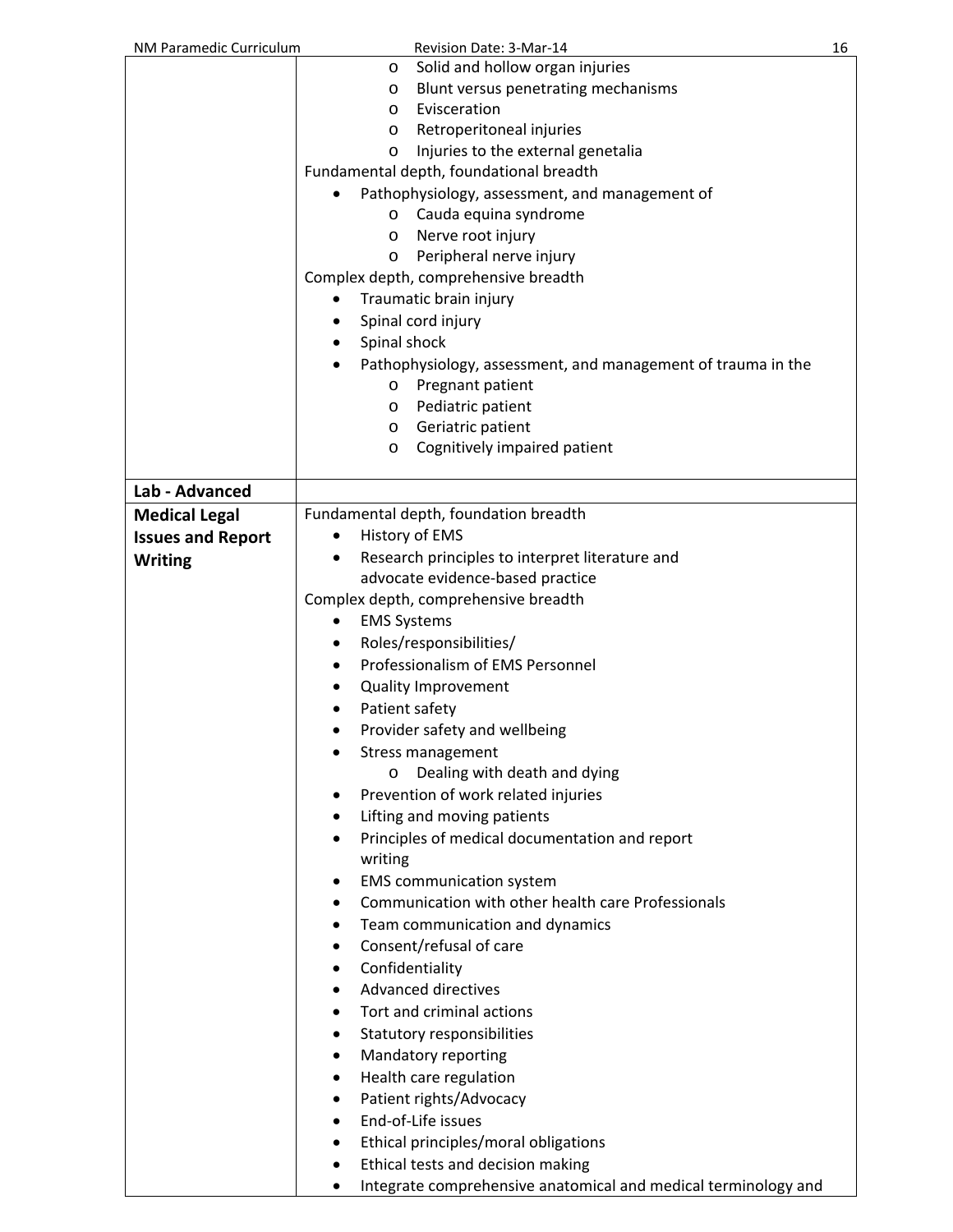| | |
|---|---|
| | o Solid and hollow organ injuries<br>o Blunt versus penetrating mechanisms<br>o Evisceration<br>o Retroperitoneal injuries<br>o Injuries to the external genetalia<br>Fundamental depth, foundational breadth<br>• Pathophysiology, assessment, and management of<br>o Cauda equina syndrome<br>o Nerve root injury<br>o Peripheral nerve injury<br>Complex depth, comprehensive breadth<br>• Traumatic brain injury<br>• Spinal cord injury<br>• Spinal shock<br>• Pathophysiology, assessment, and management of trauma in the<br>o Pregnant patient<br>o Pediatric patient<br>o Geriatric patient<br>o Cognitively impaired patient |
| **Lab - Advanced** | |
| **Medical Legal Issues and Report Writing** | Fundamental depth, foundation breadth<br>• History of EMS<br>• Research principles to interpret literature and advocate evidence-based practice<br>Complex depth, comprehensive breadth<br>• EMS Systems<br>• Roles/responsibilities/<br>• Professionalism of EMS Personnel<br>• Quality Improvement<br>• Patient safety<br>• Provider safety and wellbeing<br>• Stress management<br>o Dealing with death and dying<br>• Prevention of work related injuries<br>• Lifting and moving patients<br>• Principles of medical documentation and report writing<br>• EMS communication system<br>• Communication with other health care Professionals<br>• Team communication and dynamics<br>• Consent/refusal of care<br>• Confidentiality<br>• Advanced directives<br>• Tort and criminal actions<br>• Statutory responsibilities<br>• Mandatory reporting<br>• Health care regulation<br>• Patient rights/Advocacy<br>• End-of-Life issues<br>• Ethical principles/moral obligations<br>• Ethical tests and decision making<br>• Integrate comprehensive anatomical and medical terminology and |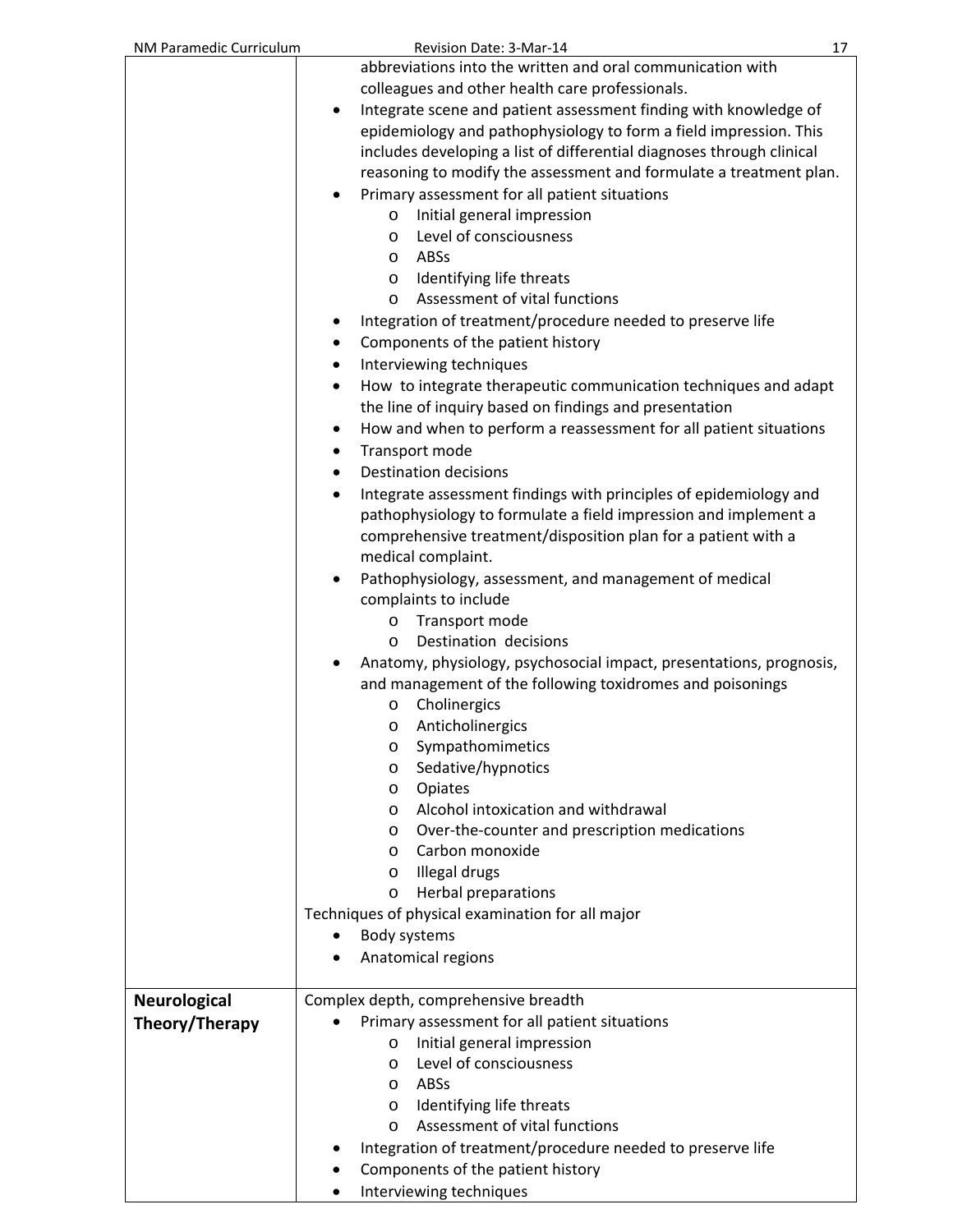| | |
|---|---|
| | abbreviations into the written and oral communication with colleagues and other health care professionals.<br>• Integrate scene and patient assessment finding with knowledge of epidemiology and pathophysiology to form a field impression. This includes developing a list of differential diagnoses through clinical reasoning to modify the assessment and formulate a treatment plan.<br>• Primary assessment for all patient situations<br>  o Initial general impression<br>  o Level of consciousness<br>  o ABSs<br>  o Identifying life threats<br>  o Assessment of vital functions<br>• Integration of treatment/procedure needed to preserve life<br>• Components of the patient history<br>• Interviewing techniques<br>• How to integrate therapeutic communication techniques and adapt the line of inquiry based on findings and presentation<br>• How and when to perform a reassessment for all patient situations<br>• Transport mode<br>• Destination decisions<br>• Integrate assessment findings with principles of epidemiology and pathophysiology to formulate a field impression and implement a comprehensive treatment/disposition plan for a patient with a medical complaint.<br>• Pathophysiology, assessment, and management of medical complaints to include<br>  o Transport mode<br>  o Destination decisions<br>• Anatomy, physiology, psychosocial impact, presentations, prognosis, and management of the following toxidromes and poisonings<br>  o Cholinergics<br>  o Anticholinergics<br>  o Sympathomimetics<br>  o Sedative/hypnotics<br>  o Opiates<br>  o Alcohol intoxication and withdrawal<br>  o Over-the-counter and prescription medications<br>  o Carbon monoxide<br>  o Illegal drugs<br>  o Herbal preparations<br>Techniques of physical examination for all major<br>• Body systems<br>• Anatomical regions |
| **Neurological Theory/Therapy** | Complex depth, comprehensive breadth<br>• Primary assessment for all patient situations<br>  o Initial general impression<br>  o Level of consciousness<br>  o ABSs<br>  o Identifying life threats<br>  o Assessment of vital functions<br>• Integration of treatment/procedure needed to preserve life<br>• Components of the patient history<br>• Interviewing techniques |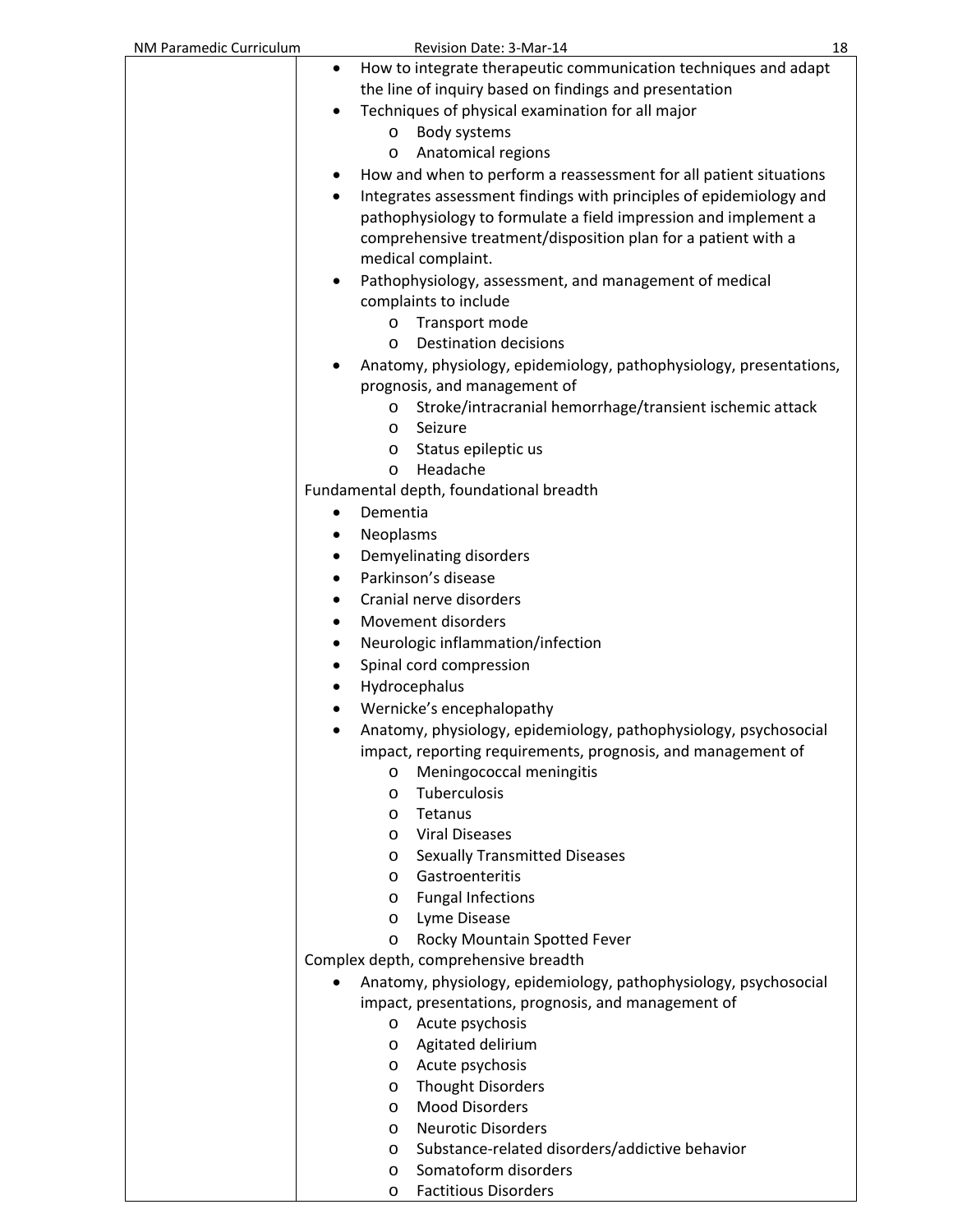| | |
|---|---|
| | - How to integrate therapeutic communication techniques and adapt the line of inquiry based on findings and presentation<br>- Techniques of physical examination for all major<br>&nbsp;&nbsp;&nbsp;&nbsp;o Body systems<br>&nbsp;&nbsp;&nbsp;&nbsp;o Anatomical regions<br>- How and when to perform a reassessment for all patient situations<br>- Integrates assessment findings with principles of epidemiology and pathophysiology to formulate a field impression and implement a comprehensive treatment/disposition plan for a patient with a medical complaint.<br>- Pathophysiology, assessment, and management of medical complaints to include<br>&nbsp;&nbsp;&nbsp;&nbsp;o Transport mode<br>&nbsp;&nbsp;&nbsp;&nbsp;o Destination decisions<br>- Anatomy, physiology, epidemiology, pathophysiology, presentations, prognosis, and management of<br>&nbsp;&nbsp;&nbsp;&nbsp;o Stroke/intracranial hemorrhage/transient ischemic attack<br>&nbsp;&nbsp;&nbsp;&nbsp;o Seizure<br>&nbsp;&nbsp;&nbsp;&nbsp;o Status epileptic us<br>&nbsp;&nbsp;&nbsp;&nbsp;o Headache<br>Fundamental depth, foundational breadth<br>- Dementia<br>- Neoplasms<br>- Demyelinating disorders<br>- Parkinson's disease<br>- Cranial nerve disorders<br>- Movement disorders<br>- Neurologic inflammation/infection<br>- Spinal cord compression<br>- Hydrocephalus<br>- Wernicke's encephalopathy<br>- Anatomy, physiology, epidemiology, pathophysiology, psychosocial impact, reporting requirements, prognosis, and management of<br>&nbsp;&nbsp;&nbsp;&nbsp;o Meningococcal meningitis<br>&nbsp;&nbsp;&nbsp;&nbsp;o Tuberculosis<br>&nbsp;&nbsp;&nbsp;&nbsp;o Tetanus<br>&nbsp;&nbsp;&nbsp;&nbsp;o Viral Diseases<br>&nbsp;&nbsp;&nbsp;&nbsp;o Sexually Transmitted Diseases<br>&nbsp;&nbsp;&nbsp;&nbsp;o Gastroenteritis<br>&nbsp;&nbsp;&nbsp;&nbsp;o Fungal Infections<br>&nbsp;&nbsp;&nbsp;&nbsp;o Lyme Disease<br>&nbsp;&nbsp;&nbsp;&nbsp;o Rocky Mountain Spotted Fever<br>Complex depth, comprehensive breadth<br>- Anatomy, physiology, epidemiology, pathophysiology, psychosocial impact, presentations, prognosis, and management of<br>&nbsp;&nbsp;&nbsp;&nbsp;o Acute psychosis<br>&nbsp;&nbsp;&nbsp;&nbsp;o Agitated delirium<br>&nbsp;&nbsp;&nbsp;&nbsp;o Acute psychosis<br>&nbsp;&nbsp;&nbsp;&nbsp;o Thought Disorders<br>&nbsp;&nbsp;&nbsp;&nbsp;o Mood Disorders<br>&nbsp;&nbsp;&nbsp;&nbsp;o Neurotic Disorders<br>&nbsp;&nbsp;&nbsp;&nbsp;o Substance-related disorders/addictive behavior<br>&nbsp;&nbsp;&nbsp;&nbsp;o Somatoform disorders<br>&nbsp;&nbsp;&nbsp;&nbsp;o Factitious Disorders |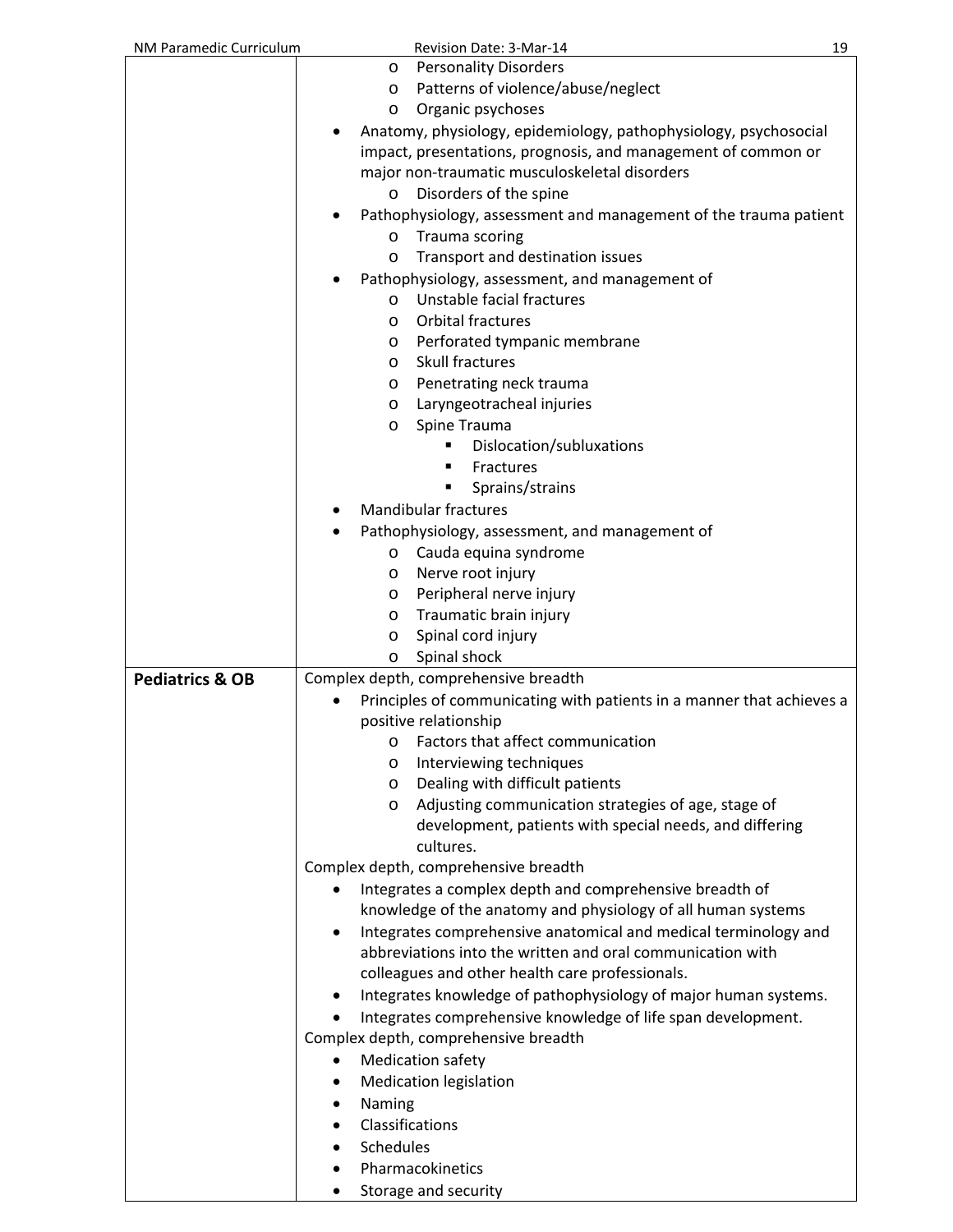| | |
|---|---|
| | <ul><li>Personality Disorders</li><li>Patterns of violence/abuse/neglect</li><li>Organic psychoses</li></ul><ul><li>Anatomy, physiology, epidemiology, pathophysiology, psychosocial impact, presentations, prognosis, and management of common or major non-traumatic musculoskeletal disorders<ul><li>Disorders of the spine</li></ul></li><li>Pathophysiology, assessment and management of the trauma patient<ul><li>Trauma scoring</li><li>Transport and destination issues</li></ul></li><li>Pathophysiology, assessment, and management of<ul><li>Unstable facial fractures</li><li>Orbital fractures</li><li>Perforated tympanic membrane</li><li>Skull fractures</li><li>Penetrating neck trauma</li><li>Laryngeotracheal injuries</li><li>Spine Trauma<ul><li>Dislocation/subluxations</li><li>Fractures</li><li>Sprains/strains</li></ul></li></ul></li><li>Mandibular fractures</li><li>Pathophysiology, assessment, and management of<ul><li>Cauda equina syndrome</li><li>Nerve root injury</li><li>Peripheral nerve injury</li><li>Traumatic brain injury</li><li>Spinal cord injury</li><li>Spinal shock</li></ul></li></ul> |
| **Pediatrics & OB** | Complex depth, comprehensive breadth<ul><li>Principles of communicating with patients in a manner that achieves a positive relationship<ul><li>Factors that affect communication</li><li>Interviewing techniques</li><li>Dealing with difficult patients</li><li>Adjusting communication strategies of age, stage of development, patients with special needs, and differing cultures.</li></ul></li></ul>Complex depth, comprehensive breadth<ul><li>Integrates a complex depth and comprehensive breadth of knowledge of the anatomy and physiology of all human systems</li><li>Integrates comprehensive anatomical and medical terminology and abbreviations into the written and oral communication with colleagues and other health care professionals.</li><li>Integrates knowledge of pathophysiology of major human systems.</li><li>Integrates comprehensive knowledge of life span development.</li></ul>Complex depth, comprehensive breadth<ul><li>Medication safety</li><li>Medication legislation</li><li>Naming</li><li>Classifications</li><li>Schedules</li><li>Pharmacokinetics</li><li>Storage and security</li></ul> |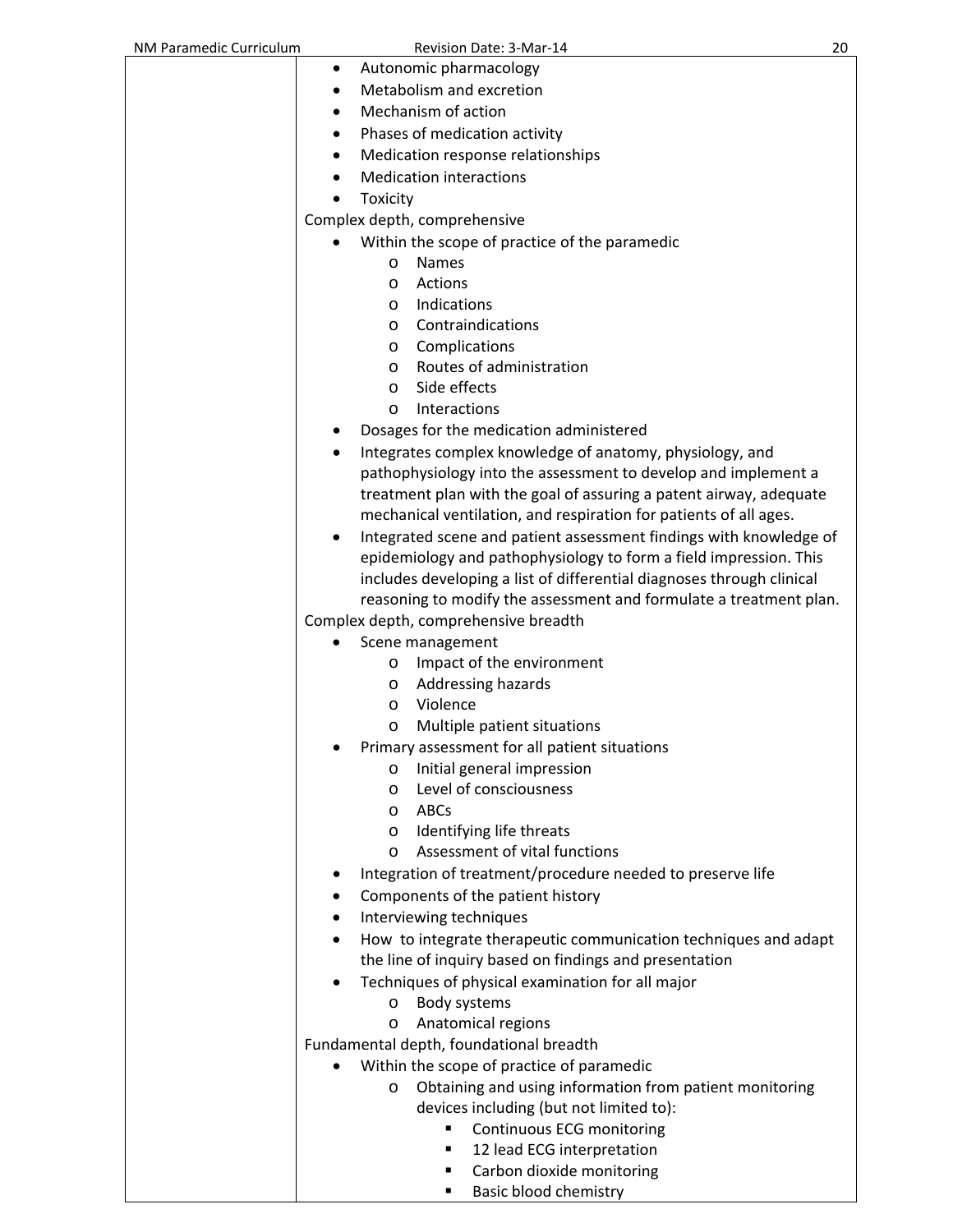| | |
|---|---|
| | • Autonomic pharmacology<br>• Metabolism and excretion<br>• Mechanism of action<br>• Phases of medication activity<br>• Medication response relationships<br>• Medication interactions<br>• Toxicity<br>Complex depth, comprehensive<br>• Within the scope of practice of the paramedic<br>  o Names<br>  o Actions<br>  o Indications<br>  o Contraindications<br>  o Complications<br>  o Routes of administration<br>  o Side effects<br>  o Interactions<br>• Dosages for the medication administered<br>• Integrates complex knowledge of anatomy, physiology, and pathophysiology into the assessment to develop and implement a treatment plan with the goal of assuring a patent airway, adequate mechanical ventilation, and respiration for patients of all ages.<br>• Integrated scene and patient assessment findings with knowledge of epidemiology and pathophysiology to form a field impression. This includes developing a list of differential diagnoses through clinical reasoning to modify the assessment and formulate a treatment plan.<br>Complex depth, comprehensive breadth<br>• Scene management<br>  o Impact of the environment<br>  o Addressing hazards<br>  o Violence<br>  o Multiple patient situations<br>• Primary assessment for all patient situations<br>  o Initial general impression<br>  o Level of consciousness<br>  o ABCs<br>  o Identifying life threats<br>  o Assessment of vital functions<br>• Integration of treatment/procedure needed to preserve life<br>• Components of the patient history<br>• Interviewing techniques<br>• How to integrate therapeutic communication techniques and adapt the line of inquiry based on findings and presentation<br>• Techniques of physical examination for all major<br>  o Body systems<br>  o Anatomical regions<br>Fundamental depth, foundational breadth<br>• Within the scope of practice of paramedic<br>  o Obtaining and using information from patient monitoring devices including (but not limited to):<br>    ▪ Continuous ECG monitoring<br>    ▪ 12 lead ECG interpretation<br>    ▪ Carbon dioxide monitoring<br>    ▪ Basic blood chemistry |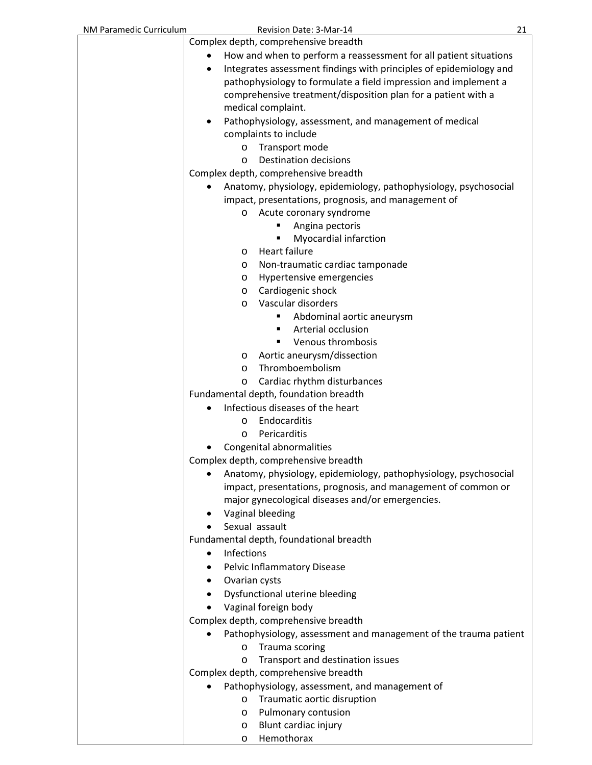| | |
|---|---|
| | Complex depth, comprehensive breadth<br>• How and when to perform a reassessment for all patient situations<br>• Integrates assessment findings with principles of epidemiology and pathophysiology to formulate a field impression and implement a comprehensive treatment/disposition plan for a patient with a medical complaint.<br>• Pathophysiology, assessment, and management of medical complaints to include<br>  o Transport mode<br>  o Destination decisions<br>Complex depth, comprehensive breadth<br>• Anatomy, physiology, epidemiology, pathophysiology, psychosocial impact, presentations, prognosis, and management of<br>  o Acute coronary syndrome<br>    ▪ Angina pectoris<br>    ▪ Myocardial infarction<br>  o Heart failure<br>  o Non-traumatic cardiac tamponade<br>  o Hypertensive emergencies<br>  o Cardiogenic shock<br>  o Vascular disorders<br>    ▪ Abdominal aortic aneurysm<br>    ▪ Arterial occlusion<br>    ▪ Venous thrombosis<br>  o Aortic aneurysm/dissection<br>  o Thromboembolism<br>  o Cardiac rhythm disturbances<br>Fundamental depth, foundation breadth<br>• Infectious diseases of the heart<br>  o Endocarditis<br>  o Pericarditis<br>• Congenital abnormalities<br>Complex depth, comprehensive breadth<br>• Anatomy, physiology, epidemiology, pathophysiology, psychosocial impact, presentations, prognosis, and management of common or major gynecological diseases and/or emergencies.<br>• Vaginal bleeding<br>• Sexual assault<br>Fundamental depth, foundational breadth<br>• Infections<br>• Pelvic Inflammatory Disease<br>• Ovarian cysts<br>• Dysfunctional uterine bleeding<br>• Vaginal foreign body<br>Complex depth, comprehensive breadth<br>• Pathophysiology, assessment and management of the trauma patient<br>  o Trauma scoring<br>  o Transport and destination issues<br>Complex depth, comprehensive breadth<br>• Pathophysiology, assessment, and management of<br>  o Traumatic aortic disruption<br>  o Pulmonary contusion<br>  o Blunt cardiac injury<br>  o Hemothorax |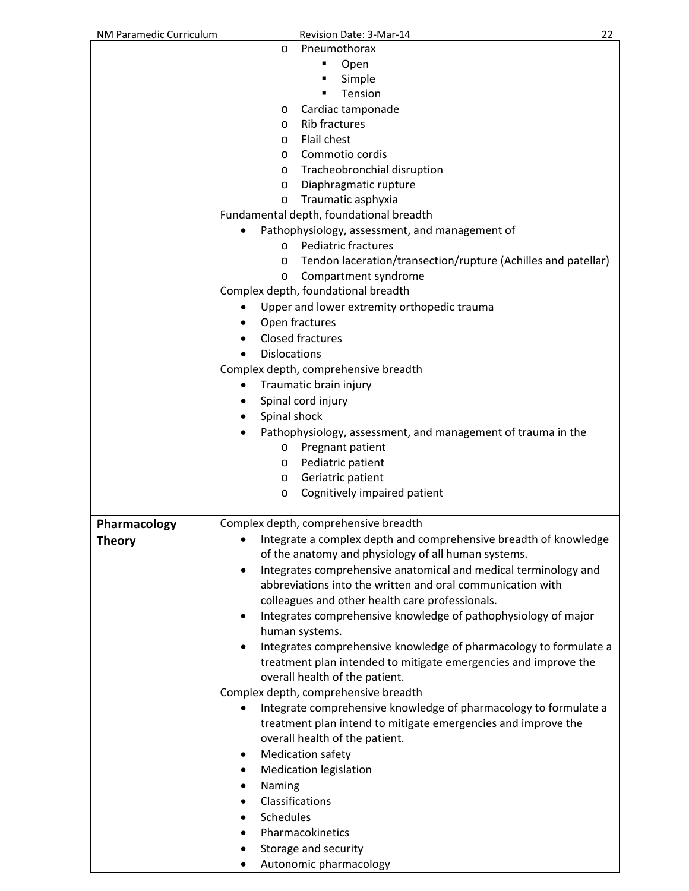| | |
|---|---|
| | <ul><li>Pneumothorax<ul><li>Open</li><li>Simple</li><li>Tension</li></ul></li><li>Cardiac tamponade</li><li>Rib fractures</li><li>Flail chest</li><li>Commotio cordis</li><li>Tracheobronchial disruption</li><li>Diaphragmatic rupture</li><li>Traumatic asphyxia</li></ul>Fundamental depth, foundational breadth<ul><li>Pathophysiology, assessment, and management of<ul><li>Pediatric fractures</li><li>Tendon laceration/transection/rupture (Achilles and patellar)</li><li>Compartment syndrome</li></ul></li></ul>Complex depth, foundational breadth<ul><li>Upper and lower extremity orthopedic trauma</li><li>Open fractures</li><li>Closed fractures</li><li>Dislocations</li></ul>Complex depth, comprehensive breadth<ul><li>Traumatic brain injury</li><li>Spinal cord injury</li><li>Spinal shock</li><li>Pathophysiology, assessment, and management of trauma in the<ul><li>Pregnant patient</li><li>Pediatric patient</li><li>Geriatric patient</li><li>Cognitively impaired patient</li></ul></li></ul> |
| **Pharmacology Theory** | Complex depth, comprehensive breadth<ul><li>Integrate a complex depth and comprehensive breadth of knowledge of the anatomy and physiology of all human systems.</li><li>Integrates comprehensive anatomical and medical terminology and abbreviations into the written and oral communication with colleagues and other health care professionals.</li><li>Integrates comprehensive knowledge of pathophysiology of major human systems.</li><li>Integrates comprehensive knowledge of pharmacology to formulate a treatment plan intended to mitigate emergencies and improve the overall health of the patient.</li></ul>Complex depth, comprehensive breadth<ul><li>Integrate comprehensive knowledge of pharmacology to formulate a treatment plan intend to mitigate emergencies and improve the overall health of the patient.</li><li>Medication safety</li><li>Medication legislation</li><li>Naming</li><li>Classifications</li><li>Schedules</li><li>Pharmacokinetics</li><li>Storage and security</li><li>Autonomic pharmacology</li></ul> |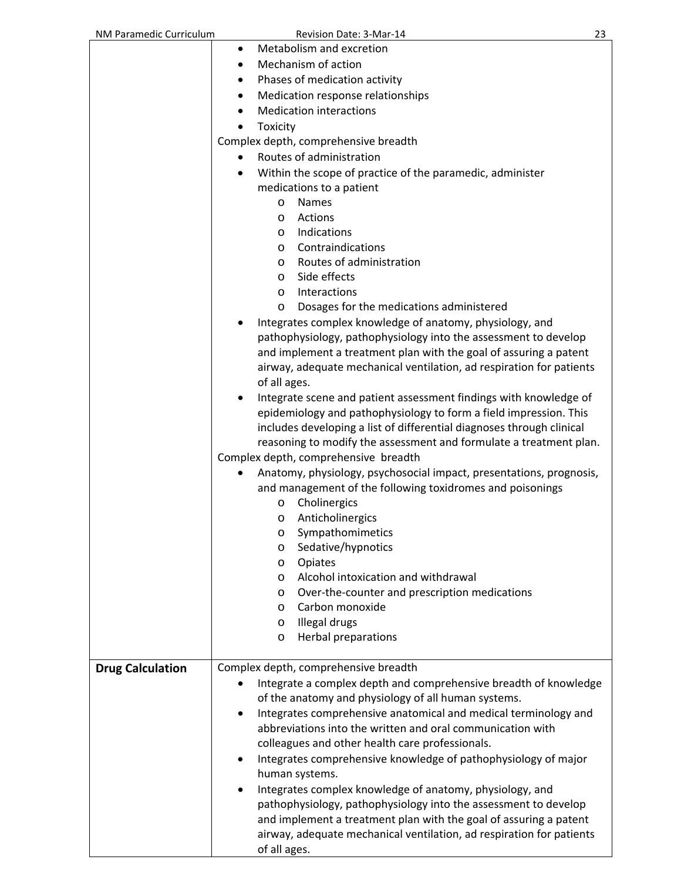| | |
|---|---|
| | • Metabolism and excretion<br>• Mechanism of action<br>• Phases of medication activity<br>• Medication response relationships<br>• Medication interactions<br>• Toxicity<br>Complex depth, comprehensive breadth<br>• Routes of administration<br>• Within the scope of practice of the paramedic, administer medications to a patient<br>  o Names<br>  o Actions<br>  o Indications<br>  o Contraindications<br>  o Routes of administration<br>  o Side effects<br>  o Interactions<br>  o Dosages for the medications administered<br>• Integrates complex knowledge of anatomy, physiology, and pathophysiology, pathophysiology into the assessment to develop and implement a treatment plan with the goal of assuring a patent airway, adequate mechanical ventilation, ad respiration for patients of all ages.<br>• Integrate scene and patient assessment findings with knowledge of epidemiology and pathophysiology to form a field impression. This includes developing a list of differential diagnoses through clinical reasoning to modify the assessment and formulate a treatment plan.<br>Complex depth, comprehensive breadth<br>• Anatomy, physiology, psychosocial impact, presentations, prognosis, and management of the following toxidromes and poisonings<br>  o Cholinergics<br>  o Anticholinergics<br>  o Sympathomimetics<br>  o Sedative/hypnotics<br>  o Opiates<br>  o Alcohol intoxication and withdrawal<br>  o Over-the-counter and prescription medications<br>  o Carbon monoxide<br>  o Illegal drugs<br>  o Herbal preparations |
| **Drug Calculation** | Complex depth, comprehensive breadth<br>• Integrate a complex depth and comprehensive breadth of knowledge of the anatomy and physiology of all human systems.<br>• Integrates comprehensive anatomical and medical terminology and abbreviations into the written and oral communication with colleagues and other health care professionals.<br>• Integrates comprehensive knowledge of pathophysiology of major human systems.<br>• Integrates complex knowledge of anatomy, physiology, and pathophysiology, pathophysiology into the assessment to develop and implement a treatment plan with the goal of assuring a patent airway, adequate mechanical ventilation, ad respiration for patients of all ages. |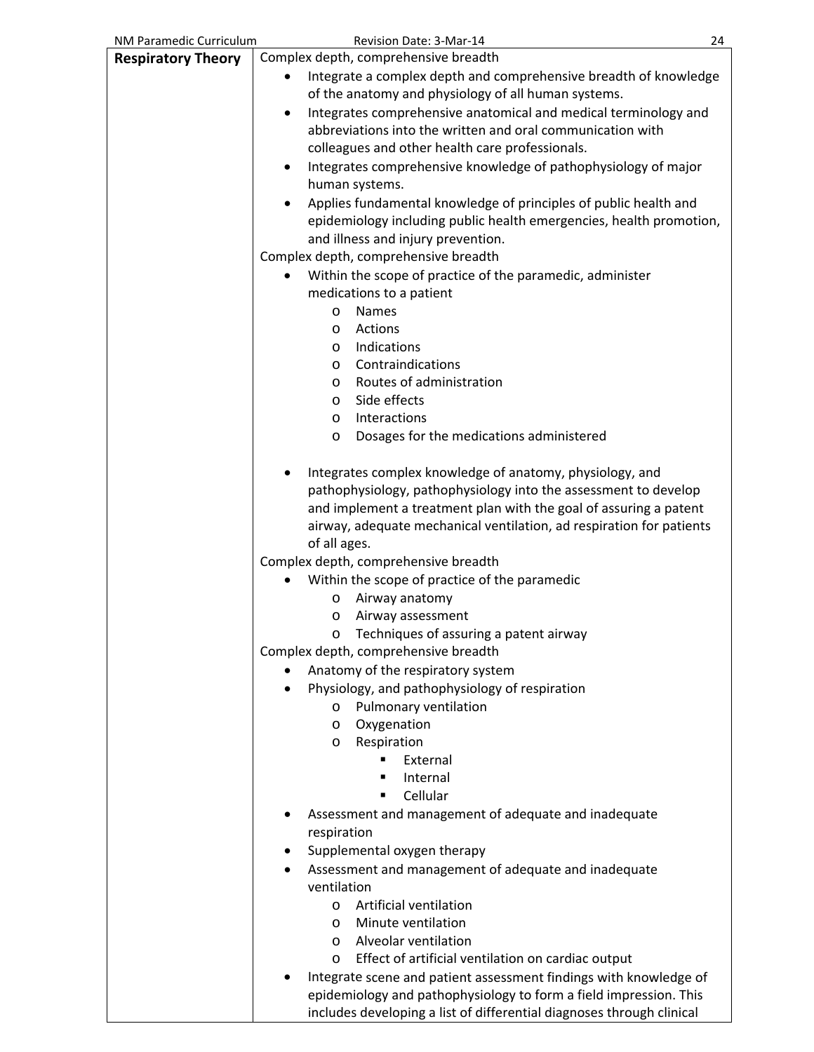| | |
|---|---|
| **Respiratory Theory** | Complex depth, comprehensive breadth<br>• Integrate a complex depth and comprehensive breadth of knowledge of the anatomy and physiology of all human systems.<br>• Integrates comprehensive anatomical and medical terminology and abbreviations into the written and oral communication with colleagues and other health care professionals.<br>• Integrates comprehensive knowledge of pathophysiology of major human systems.<br>• Applies fundamental knowledge of principles of public health and epidemiology including public health emergencies, health promotion, and illness and injury prevention.<br>Complex depth, comprehensive breadth<br>• Within the scope of practice of the paramedic, administer medications to a patient<br>  o Names<br>  o Actions<br>  o Indications<br>  o Contraindications<br>  o Routes of administration<br>  o Side effects<br>  o Interactions<br>  o Dosages for the medications administered<br><br>• Integrates complex knowledge of anatomy, physiology, and pathophysiology, pathophysiology into the assessment to develop and implement a treatment plan with the goal of assuring a patent airway, adequate mechanical ventilation, ad respiration for patients of all ages.<br>Complex depth, comprehensive breadth<br>• Within the scope of practice of the paramedic<br>  o Airway anatomy<br>  o Airway assessment<br>  o Techniques of assuring a patent airway<br>Complex depth, comprehensive breadth<br>• Anatomy of the respiratory system<br>• Physiology, and pathophysiology of respiration<br>  o Pulmonary ventilation<br>  o Oxygenation<br>  o Respiration<br>    ▪ External<br>    ▪ Internal<br>    ▪ Cellular<br>• Assessment and management of adequate and inadequate respiration<br>• Supplemental oxygen therapy<br>• Assessment and management of adequate and inadequate ventilation<br>  o Artificial ventilation<br>  o Minute ventilation<br>  o Alveolar ventilation<br>  o Effect of artificial ventilation on cardiac output<br>• Integrate scene and patient assessment findings with knowledge of epidemiology and pathophysiology to form a field impression. This includes developing a list of differential diagnoses through clinical |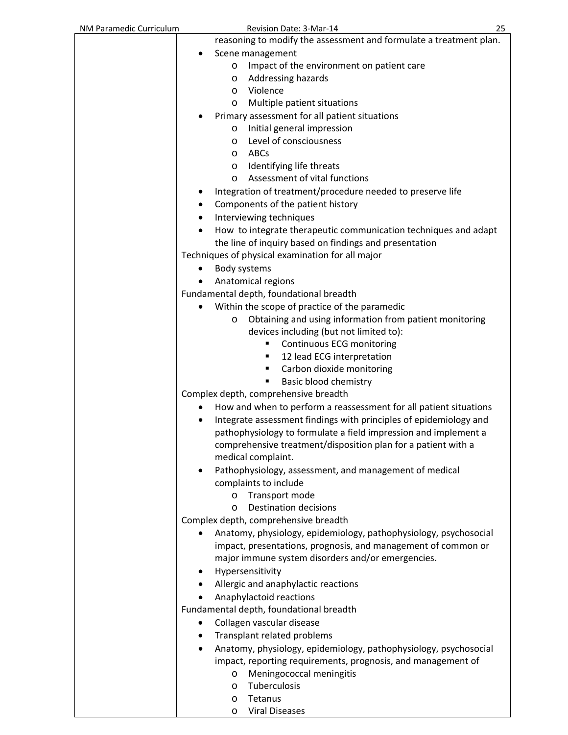| | |
|---|---|
| | reasoning to modify the assessment and formulate a treatment plan.<br>• Scene management<br>  o Impact of the environment on patient care<br>  o Addressing hazards<br>  o Violence<br>  o Multiple patient situations<br>• Primary assessment for all patient situations<br>  o Initial general impression<br>  o Level of consciousness<br>  o ABCs<br>  o Identifying life threats<br>  o Assessment of vital functions<br>• Integration of treatment/procedure needed to preserve life<br>• Components of the patient history<br>• Interviewing techniques<br>• How to integrate therapeutic communication techniques and adapt the line of inquiry based on findings and presentation<br>Techniques of physical examination for all major<br>• Body systems<br>• Anatomical regions<br>Fundamental depth, foundational breadth<br>• Within the scope of practice of the paramedic<br>  o Obtaining and using information from patient monitoring devices including (but not limited to):<br>    ▪ Continuous ECG monitoring<br>    ▪ 12 lead ECG interpretation<br>    ▪ Carbon dioxide monitoring<br>    ▪ Basic blood chemistry<br>Complex depth, comprehensive breadth<br>• How and when to perform a reassessment for all patient situations<br>• Integrate assessment findings with principles of epidemiology and pathophysiology to formulate a field impression and implement a comprehensive treatment/disposition plan for a patient with a medical complaint.<br>• Pathophysiology, assessment, and management of medical complaints to include<br>  o Transport mode<br>  o Destination decisions<br>Complex depth, comprehensive breadth<br>• Anatomy, physiology, epidemiology, pathophysiology, psychosocial impact, presentations, prognosis, and management of common or major immune system disorders and/or emergencies.<br>• Hypersensitivity<br>• Allergic and anaphylactic reactions<br>• Anaphylactoid reactions<br>Fundamental depth, foundational breadth<br>• Collagen vascular disease<br>• Transplant related problems<br>• Anatomy, physiology, epidemiology, pathophysiology, psychosocial impact, reporting requirements, prognosis, and management of<br>  o Meningococcal meningitis<br>  o Tuberculosis<br>  o Tetanus<br>  o Viral Diseases |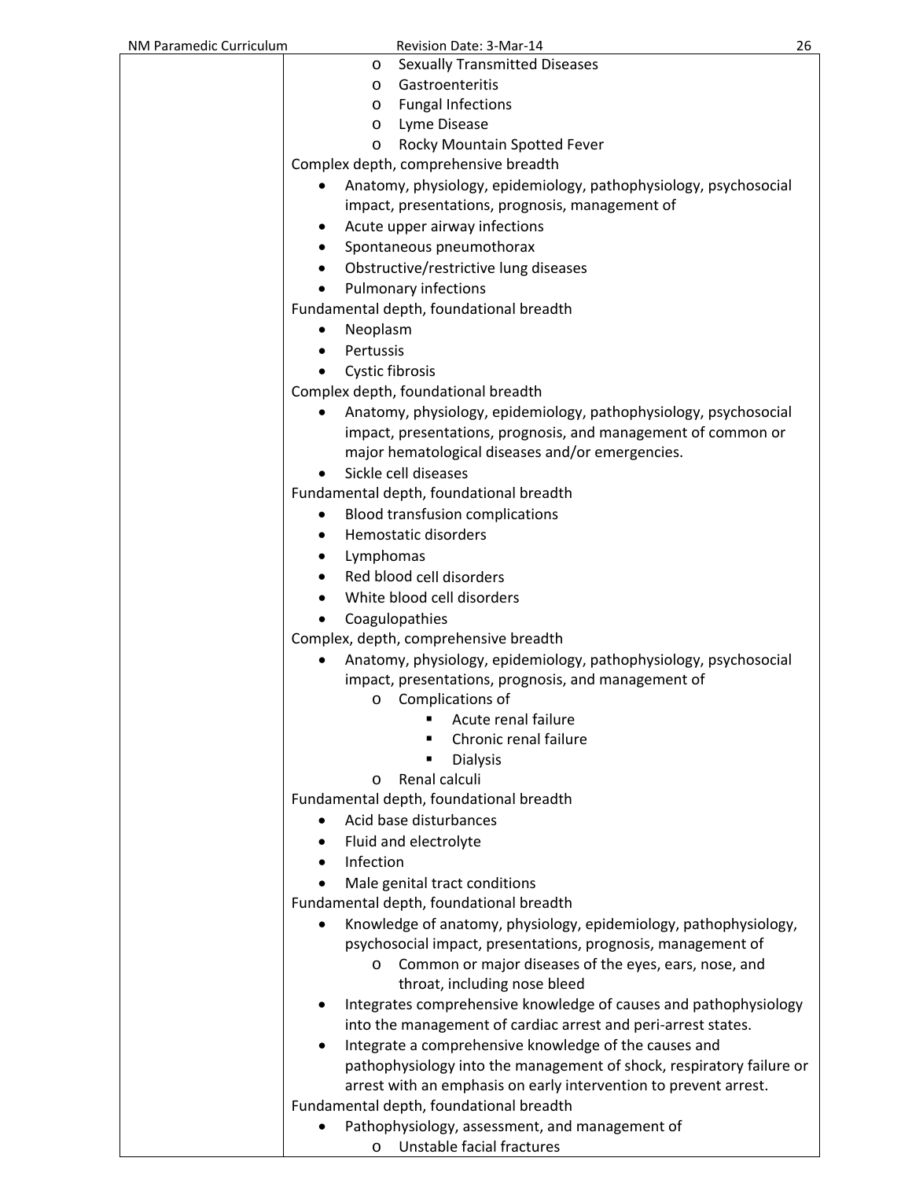| | |
|---|---|
| | - Sexually Transmitted Diseases<br>- Gastroenteritis<br>- Fungal Infections<br>- Lyme Disease<br>- Rocky Mountain Spotted Fever<br><br>Complex depth, comprehensive breadth<br>• Anatomy, physiology, epidemiology, pathophysiology, psychosocial impact, presentations, prognosis, management of<br>• Acute upper airway infections<br>• Spontaneous pneumothorax<br>• Obstructive/restrictive lung diseases<br>• Pulmonary infections<br><br>Fundamental depth, foundational breadth<br>• Neoplasm<br>• Pertussis<br>• Cystic fibrosis<br><br>Complex depth, foundational breadth<br>• Anatomy, physiology, epidemiology, pathophysiology, psychosocial impact, presentations, prognosis, and management of common or major hematological diseases and/or emergencies.<br>• Sickle cell diseases<br><br>Fundamental depth, foundational breadth<br>• Blood transfusion complications<br>• Hemostatic disorders<br>• Lymphomas<br>• Red blood cell disorders<br>• White blood cell disorders<br>• Coagulopathies<br><br>Complex, depth, comprehensive breadth<br>• Anatomy, physiology, epidemiology, pathophysiology, psychosocial impact, presentations, prognosis, and management of<br>  - Complications of<br>    ▪ Acute renal failure<br>    ▪ Chronic renal failure<br>    ▪ Dialysis<br>  - Renal calculi<br><br>Fundamental depth, foundational breadth<br>• Acid base disturbances<br>• Fluid and electrolyte<br>• Infection<br>• Male genital tract conditions<br><br>Fundamental depth, foundational breadth<br>• Knowledge of anatomy, physiology, epidemiology, pathophysiology, psychosocial impact, presentations, prognosis, management of<br>  - Common or major diseases of the eyes, ears, nose, and throat, including nose bleed<br>• Integrates comprehensive knowledge of causes and pathophysiology into the management of cardiac arrest and peri-arrest states.<br>• Integrate a comprehensive knowledge of the causes and pathophysiology into the management of shock, respiratory failure or arrest with an emphasis on early intervention to prevent arrest.<br><br>Fundamental depth, foundational breadth<br>• Pathophysiology, assessment, and management of<br>  - Unstable facial fractures |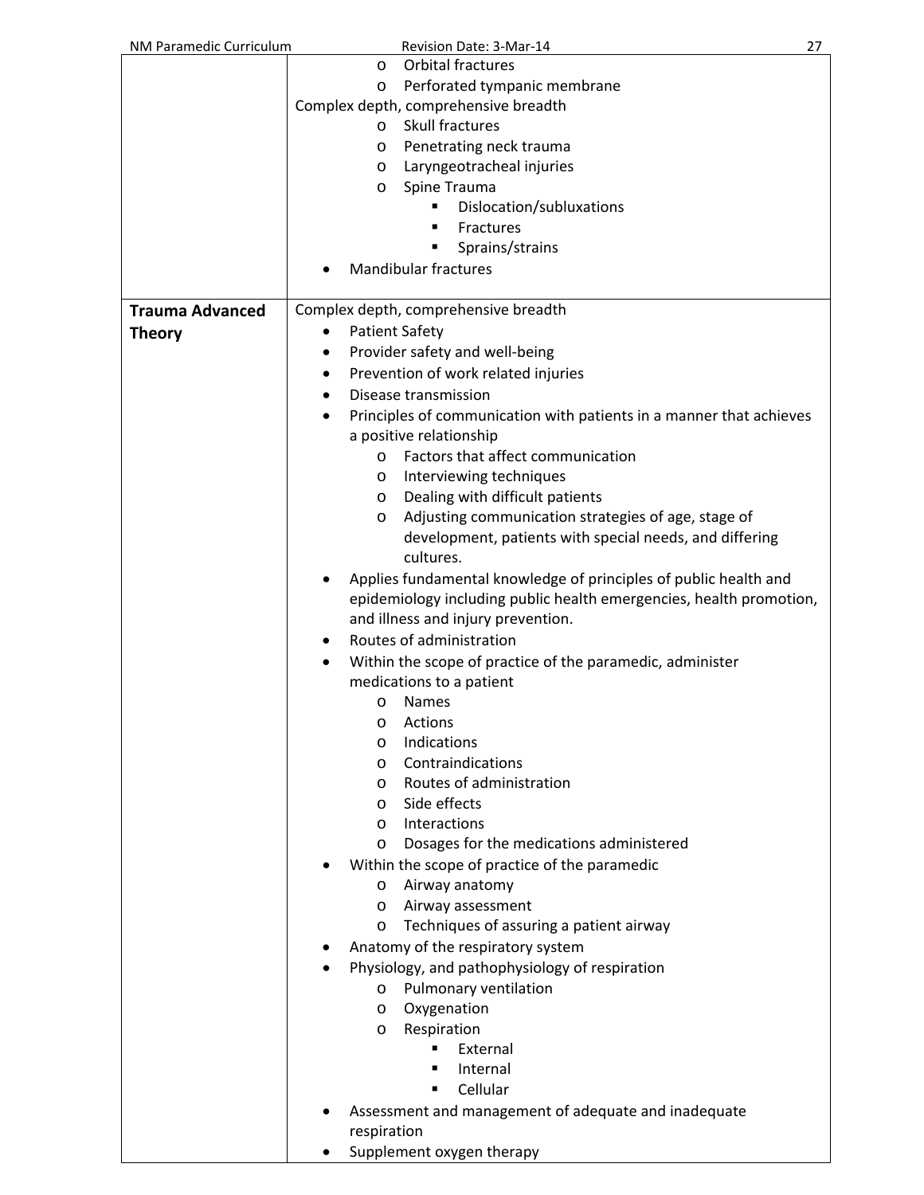| | |
|---|---|
| | o Orbital fractures<br>o Perforated tympanic membrane<br>Complex depth, comprehensive breadth<br>o Skull fractures<br>o Penetrating neck trauma<br>o Laryngeotracheal injuries<br>o Spine Trauma<br>&nbsp;&nbsp;&nbsp;&nbsp;▪ Dislocation/subluxations<br>&nbsp;&nbsp;&nbsp;&nbsp;▪ Fractures<br>&nbsp;&nbsp;&nbsp;&nbsp;▪ Sprains/strains<br>• Mandibular fractures |
| **Trauma Advanced Theory** | Complex depth, comprehensive breadth<br>• Patient Safety<br>• Provider safety and well-being<br>• Prevention of work related injuries<br>• Disease transmission<br>• Principles of communication with patients in a manner that achieves a positive relationship<br>&nbsp;&nbsp;&nbsp;&nbsp;o Factors that affect communication<br>&nbsp;&nbsp;&nbsp;&nbsp;o Interviewing techniques<br>&nbsp;&nbsp;&nbsp;&nbsp;o Dealing with difficult patients<br>&nbsp;&nbsp;&nbsp;&nbsp;o Adjusting communication strategies of age, stage of development, patients with special needs, and differing cultures.<br>• Applies fundamental knowledge of principles of public health and epidemiology including public health emergencies, health promotion, and illness and injury prevention.<br>• Routes of administration<br>• Within the scope of practice of the paramedic, administer medications to a patient<br>&nbsp;&nbsp;&nbsp;&nbsp;o Names<br>&nbsp;&nbsp;&nbsp;&nbsp;o Actions<br>&nbsp;&nbsp;&nbsp;&nbsp;o Indications<br>&nbsp;&nbsp;&nbsp;&nbsp;o Contraindications<br>&nbsp;&nbsp;&nbsp;&nbsp;o Routes of administration<br>&nbsp;&nbsp;&nbsp;&nbsp;o Side effects<br>&nbsp;&nbsp;&nbsp;&nbsp;o Interactions<br>&nbsp;&nbsp;&nbsp;&nbsp;o Dosages for the medications administered<br>• Within the scope of practice of the paramedic<br>&nbsp;&nbsp;&nbsp;&nbsp;o Airway anatomy<br>&nbsp;&nbsp;&nbsp;&nbsp;o Airway assessment<br>&nbsp;&nbsp;&nbsp;&nbsp;o Techniques of assuring a patient airway<br>• Anatomy of the respiratory system<br>• Physiology, and pathophysiology of respiration<br>&nbsp;&nbsp;&nbsp;&nbsp;o Pulmonary ventilation<br>&nbsp;&nbsp;&nbsp;&nbsp;o Oxygenation<br>&nbsp;&nbsp;&nbsp;&nbsp;o Respiration<br>&nbsp;&nbsp;&nbsp;&nbsp;&nbsp;&nbsp;&nbsp;&nbsp;▪ External<br>&nbsp;&nbsp;&nbsp;&nbsp;&nbsp;&nbsp;&nbsp;&nbsp;▪ Internal<br>&nbsp;&nbsp;&nbsp;&nbsp;&nbsp;&nbsp;&nbsp;&nbsp;▪ Cellular<br>• Assessment and management of adequate and inadequate respiration<br>• Supplement oxygen therapy |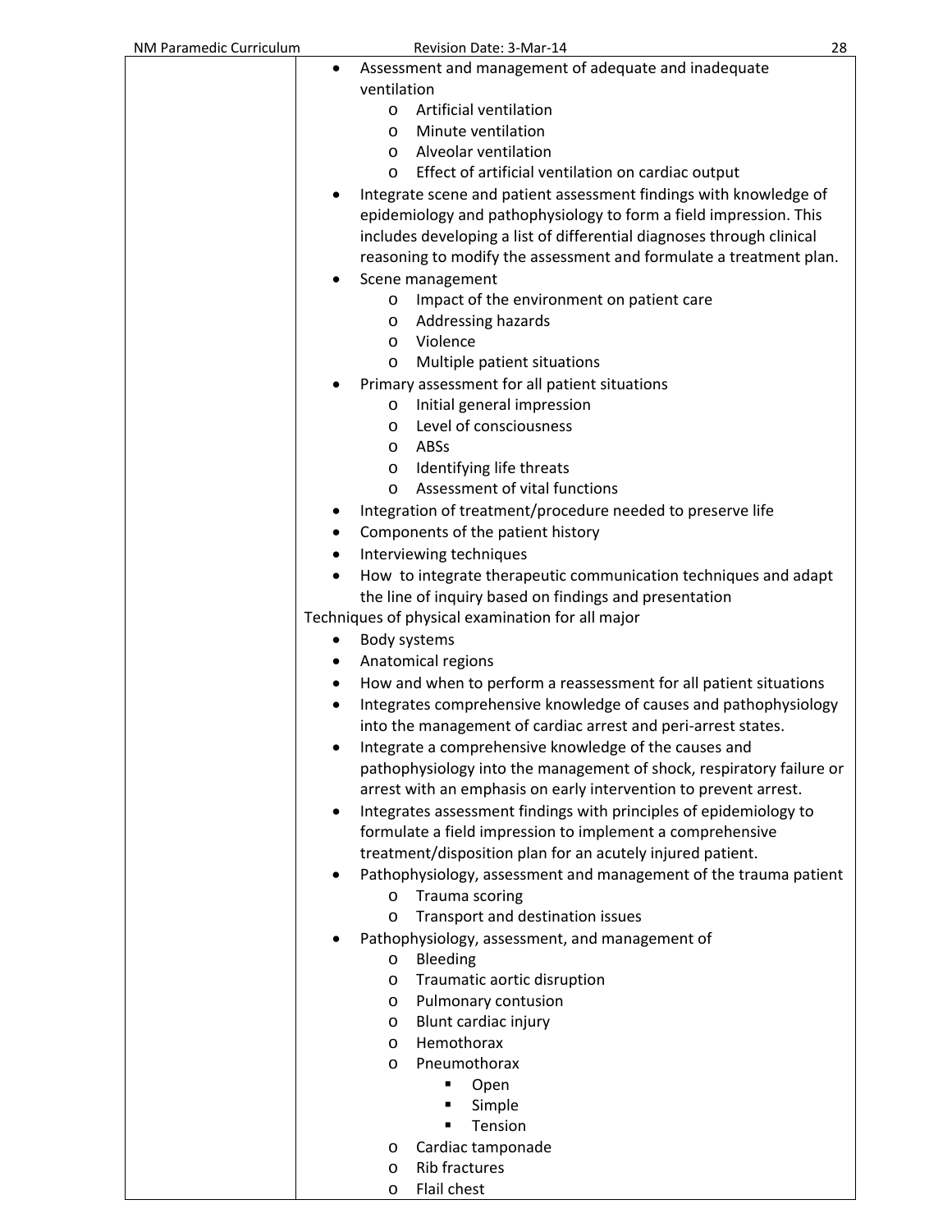| | |
|---|---|
| | • Assessment and management of adequate and inadequate ventilation<br>  o Artificial ventilation<br>  o Minute ventilation<br>  o Alveolar ventilation<br>  o Effect of artificial ventilation on cardiac output<br>• Integrate scene and patient assessment findings with knowledge of epidemiology and pathophysiology to form a field impression. This includes developing a list of differential diagnoses through clinical reasoning to modify the assessment and formulate a treatment plan.<br>• Scene management<br>  o Impact of the environment on patient care<br>  o Addressing hazards<br>  o Violence<br>  o Multiple patient situations<br>• Primary assessment for all patient situations<br>  o Initial general impression<br>  o Level of consciousness<br>  o ABSs<br>  o Identifying life threats<br>  o Assessment of vital functions<br>• Integration of treatment/procedure needed to preserve life<br>• Components of the patient history<br>• Interviewing techniques<br>• How to integrate therapeutic communication techniques and adapt the line of inquiry based on findings and presentation<br>Techniques of physical examination for all major<br>• Body systems<br>• Anatomical regions<br>• How and when to perform a reassessment for all patient situations<br>• Integrates comprehensive knowledge of causes and pathophysiology into the management of cardiac arrest and peri-arrest states.<br>• Integrate a comprehensive knowledge of the causes and pathophysiology into the management of shock, respiratory failure or arrest with an emphasis on early intervention to prevent arrest.<br>• Integrates assessment findings with principles of epidemiology to formulate a field impression to implement a comprehensive treatment/disposition plan for an acutely injured patient.<br>• Pathophysiology, assessment and management of the trauma patient<br>  o Trauma scoring<br>  o Transport and destination issues<br>• Pathophysiology, assessment, and management of<br>  o Bleeding<br>  o Traumatic aortic disruption<br>  o Pulmonary contusion<br>  o Blunt cardiac injury<br>  o Hemothorax<br>  o Pneumothorax<br>    ▪ Open<br>    ▪ Simple<br>    ▪ Tension<br>  o Cardiac tamponade<br>  o Rib fractures<br>  o Flail chest |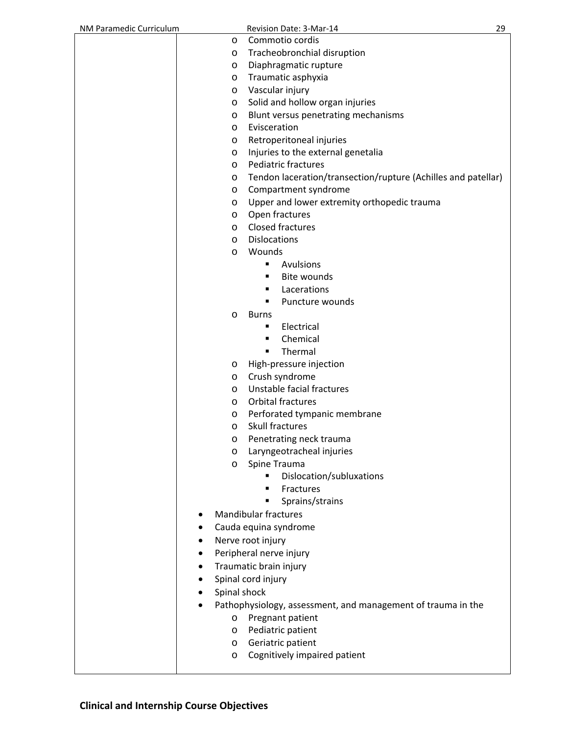| | |
|---|---|
| | - Commotio cordis<br>- Tracheobronchial disruption<br>- Diaphragmatic rupture<br>- Traumatic asphyxia<br>- Vascular injury<br>- Solid and hollow organ injuries<br>- Blunt versus penetrating mechanisms<br>- Evisceration<br>- Retroperitoneal injuries<br>- Injuries to the external genetalia<br>- Pediatric fractures<br>- Tendon laceration/transection/rupture (Achilles and patellar)<br>- Compartment syndrome<br>- Upper and lower extremity orthopedic trauma<br>- Open fractures<br>- Closed fractures<br>- Dislocations<br>- Wounds<br>&nbsp;&nbsp;&nbsp;&nbsp;▪ Avulsions<br>&nbsp;&nbsp;&nbsp;&nbsp;▪ Bite wounds<br>&nbsp;&nbsp;&nbsp;&nbsp;▪ Lacerations<br>&nbsp;&nbsp;&nbsp;&nbsp;▪ Puncture wounds<br>- Burns<br>&nbsp;&nbsp;&nbsp;&nbsp;▪ Electrical<br>&nbsp;&nbsp;&nbsp;&nbsp;▪ Chemical<br>&nbsp;&nbsp;&nbsp;&nbsp;▪ Thermal<br>- High-pressure injection<br>- Crush syndrome<br>- Unstable facial fractures<br>- Orbital fractures<br>- Perforated tympanic membrane<br>- Skull fractures<br>- Penetrating neck trauma<br>- Laryngeotracheal injuries<br>- Spine Trauma<br>&nbsp;&nbsp;&nbsp;&nbsp;▪ Dislocation/subluxations<br>&nbsp;&nbsp;&nbsp;&nbsp;▪ Fractures<br>&nbsp;&nbsp;&nbsp;&nbsp;▪ Sprains/strains<br>• Mandibular fractures<br>• Cauda equina syndrome<br>• Nerve root injury<br>• Peripheral nerve injury<br>• Traumatic brain injury<br>• Spinal cord injury<br>• Spinal shock<br>• Pathophysiology, assessment, and management of trauma in the<br>&nbsp;&nbsp;&nbsp;&nbsp;- Pregnant patient<br>&nbsp;&nbsp;&nbsp;&nbsp;- Pediatric patient<br>&nbsp;&nbsp;&nbsp;&nbsp;- Geriatric patient<br>&nbsp;&nbsp;&nbsp;&nbsp;- Cognitively impaired patient |

**Clinical and Internship Course Objectives**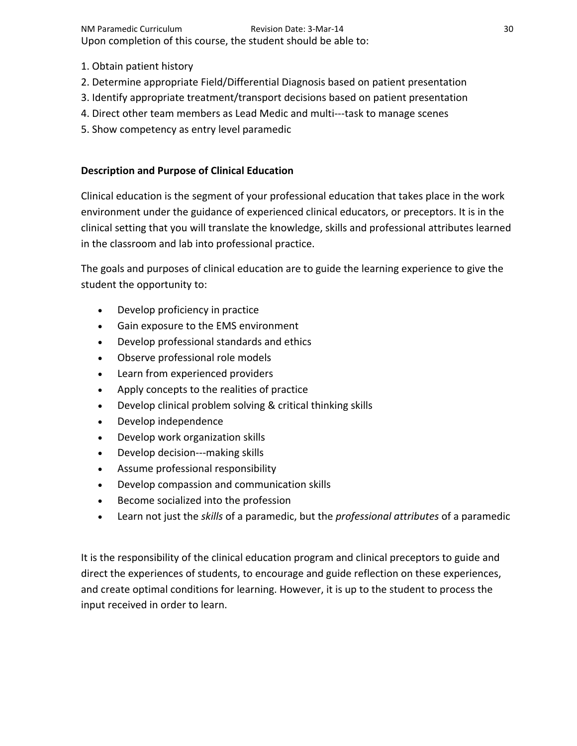Upon completion of this course, the student should be able to:

1. Obtain patient history
2. Determine appropriate Field/Differential Diagnosis based on patient presentation
3. Identify appropriate treatment/transport decisions based on patient presentation
4. Direct other team members as Lead Medic and multi---task to manage scenes
5. Show competency as entry level paramedic

**Description and Purpose of Clinical Education**

Clinical education is the segment of your professional education that takes place in the work environment under the guidance of experienced clinical educators, or preceptors. It is in the clinical setting that you will translate the knowledge, skills and professional attributes learned in the classroom and lab into professional practice.

The goals and purposes of clinical education are to guide the learning experience to give the student the opportunity to:

- Develop proficiency in practice
- Gain exposure to the EMS environment
- Develop professional standards and ethics
- Observe professional role models
- Learn from experienced providers
- Apply concepts to the realities of practice
- Develop clinical problem solving & critical thinking skills
- Develop independence
- Develop work organization skills
- Develop decision---making skills
- Assume professional responsibility
- Develop compassion and communication skills
- Become socialized into the profession
- Learn not just the *skills* of a paramedic, but the *professional attributes* of a paramedic

It is the responsibility of the clinical education program and clinical preceptors to guide and direct the experiences of students, to encourage and guide reflection on these experiences, and create optimal conditions for learning. However, it is up to the student to process the input received in order to learn.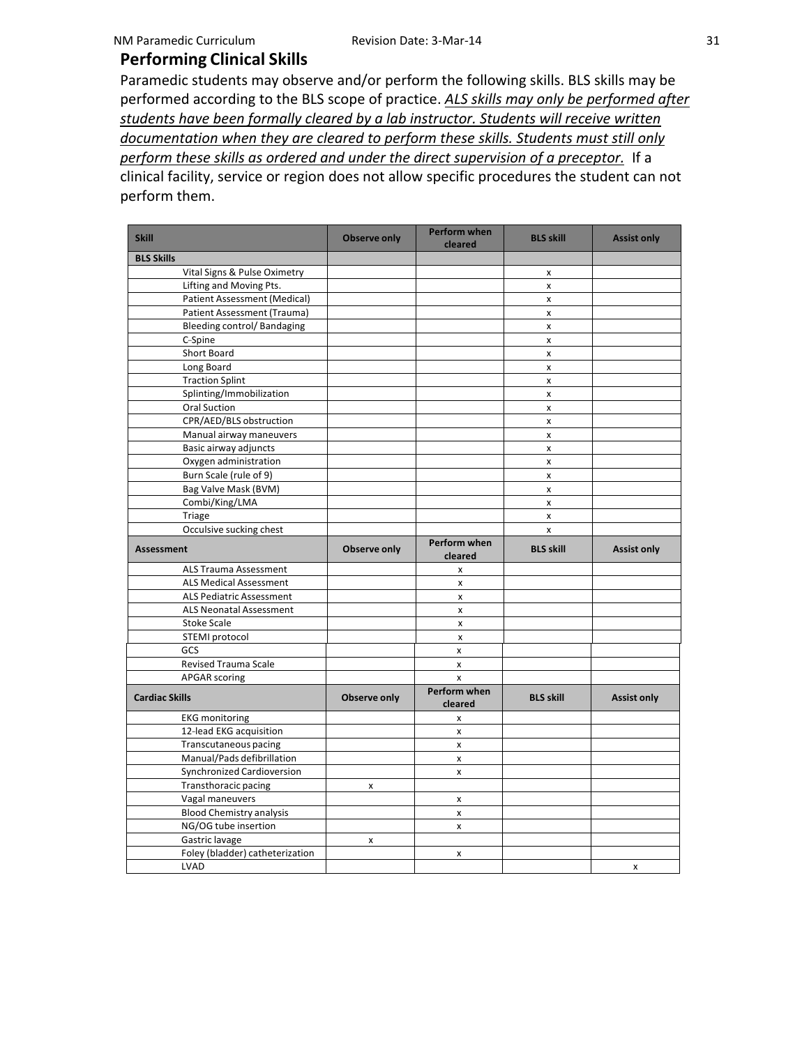## Performing Clinical Skills

Paramedic students may observe and/or perform the following skills. BLS skills may be performed according to the BLS scope of practice. ***ALS skills may only be performed after students have been formally cleared by a lab instructor. Students will receive written documentation when they are cleared to perform these skills. Students must still only perform these skills as ordered and under the direct supervision of a preceptor.*** If a clinical facility, service or region does not allow specific procedures the student can not perform them.

| Skill | Observe only | Perform when cleared | BLS skill | Assist only |
|---|---|---|---|---|
| **BLS Skills** | | | | |
| Vital Signs & Pulse Oximetry | | | x | |
| Lifting and Moving Pts. | | | x | |
| Patient Assessment (Medical) | | | x | |
| Patient Assessment (Trauma) | | | x | |
| Bleeding control/ Bandaging | | | x | |
| C-Spine | | | x | |
| Short Board | | | x | |
| Long Board | | | x | |
| Traction Splint | | | x | |
| Splinting/Immobilization | | | x | |
| Oral Suction | | | x | |
| CPR/AED/BLS obstruction | | | x | |
| Manual airway maneuvers | | | x | |
| Basic airway adjuncts | | | x | |
| Oxygen administration | | | x | |
| Burn Scale (rule of 9) | | | x | |
| Bag Valve Mask (BVM) | | | x | |
| Combi/King/LMA | | | x | |
| Triage | | | x | |
| Occulsive sucking chest | | | x | |
| **Assessment** | **Observe only** | **Perform when cleared** | **BLS skill** | **Assist only** |
| ALS Trauma Assessment | | x | | |
| ALS Medical Assessment | | x | | |
| ALS Pediatric Assessment | | x | | |
| ALS Neonatal Assessment | | x | | |
| Stoke Scale | | x | | |
| STEMI protocol | | x | | |
| GCS | | x | | |
| Revised Trauma Scale | | x | | |
| APGAR scoring | | x | | |
| **Cardiac Skills** | **Observe only** | **Perform when cleared** | **BLS skill** | **Assist only** |
| EKG monitoring | | x | | |
| 12-lead EKG acquisition | | x | | |
| Transcutaneous pacing | | x | | |
| Manual/Pads defibrillation | | x | | |
| Synchronized Cardioversion | | x | | |
| Transthoracic pacing | x | | | |
| Vagal maneuvers | | x | | |
| Blood Chemistry analysis | | x | | |
| NG/OG tube insertion | | x | | |
| Gastric lavage | x | | | |
| Foley (bladder) catheterization | | x | | |
| LVAD | | | | x |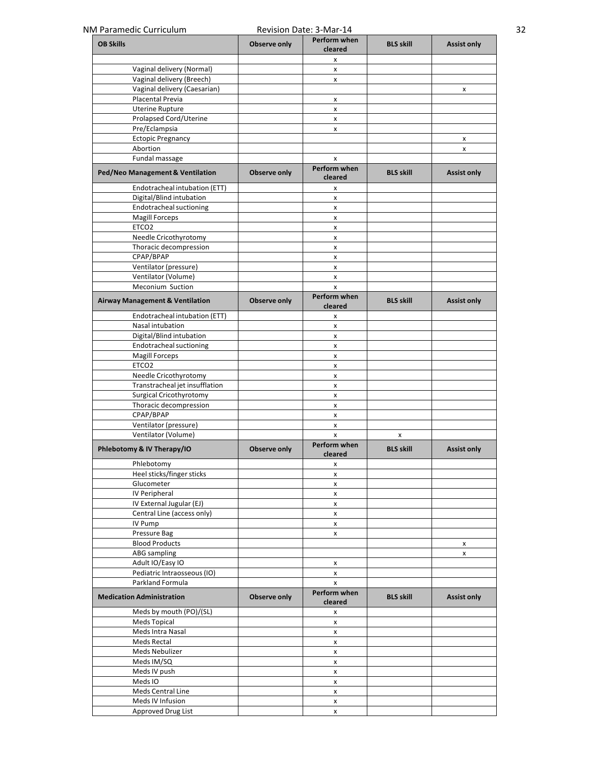| OB Skills | Observe only | Perform when cleared | BLS skill | Assist only |
|---|---|---|---|---|
| | | x | | |
| Vaginal delivery (Normal) | | x | | |
| Vaginal delivery (Breech) | | x | | |
| Vaginal delivery (Caesarian) | | | | x |
| Placental Previa | | x | | |
| Uterine Rupture | | x | | |
| Prolapsed Cord/Uterine | | x | | |
| Pre/Eclampsia | | x | | |
| Ectopic Pregnancy | | | | x |
| Abortion | | | | x |
| Fundal massage | | x | | |

| Ped/Neo Management & Ventilation | Observe only | Perform when cleared | BLS skill | Assist only |
|---|---|---|---|---|
| Endotracheal intubation (ETT) | | x | | |
| Digital/Blind intubation | | x | | |
| Endotracheal suctioning | | x | | |
| Magill Forceps | | x | | |
| ETCO2 | | x | | |
| Needle Cricothyrotomy | | x | | |
| Thoracic decompression | | x | | |
| CPAP/BPAP | | x | | |
| Ventilator (pressure) | | x | | |
| Ventilator (Volume) | | x | | |
| Meconium Suction | | x | | |

| Airway Management & Ventilation | Observe only | Perform when cleared | BLS skill | Assist only |
|---|---|---|---|---|
| Endotracheal intubation (ETT) | | x | | |
| Nasal intubation | | x | | |
| Digital/Blind intubation | | x | | |
| Endotracheal suctioning | | x | | |
| Magill Forceps | | x | | |
| ETCO2 | | x | | |
| Needle Cricothyrotomy | | x | | |
| Transtracheal jet insufflation | | x | | |
| Surgical Cricothyrotomy | | x | | |
| Thoracic decompression | | x | | |
| CPAP/BPAP | | x | | |
| Ventilator (pressure) | | x | | |
| Ventilator (Volume) | | x | x | |

| Phlebotomy & IV Therapy/IO | Observe only | Perform when cleared | BLS skill | Assist only |
|---|---|---|---|---|
| Phlebotomy | | x | | |
| Heel sticks/finger sticks | | x | | |
| Glucometer | | x | | |
| IV Peripheral | | x | | |
| IV External Jugular (EJ) | | x | | |
| Central Line (access only) | | x | | |
| IV Pump | | x | | |
| Pressure Bag | | x | | |
| Blood Products | | | | x |
| ABG sampling | | | | x |
| Adult IO/Easy IO | | x | | |
| Pediatric Intraosseous (IO) | | x | | |
| Parkland Formula | | x | | |

| Medication Administration | Observe only | Perform when cleared | BLS skill | Assist only |
|---|---|---|---|---|
| Meds by mouth (PO)/(SL) | | x | | |
| Meds Topical | | x | | |
| Meds Intra Nasal | | x | | |
| Meds Rectal | | x | | |
| Meds Nebulizer | | x | | |
| Meds IM/SQ | | x | | |
| Meds IV push | | x | | |
| Meds IO | | x | | |
| Meds Central Line | | x | | |
| Meds IV Infusion | | x | | |
| Approved Drug List | | x | | |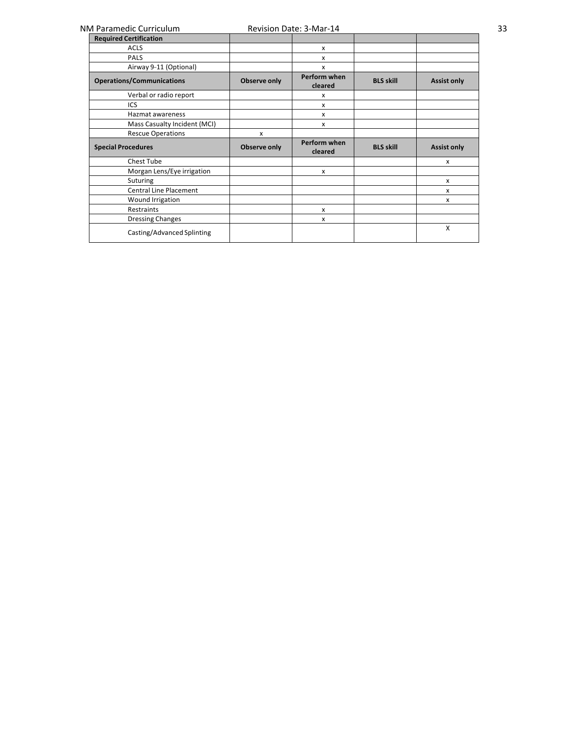| Required Certification | | | | |
|---|---|---|---|---|
| ACLS | | x | | |
| PALS | | x | | |
| Airway 9-11 (Optional) | | x | | |
| **Operations/Communications** | **Observe only** | **Perform when cleared** | **BLS skill** | **Assist only** |
| Verbal or radio report | | x | | |
| ICS | | x | | |
| Hazmat awareness | | x | | |
| Mass Casualty Incident (MCI) | | x | | |
| Rescue Operations | x | | | |
| **Special Procedures** | **Observe only** | **Perform when cleared** | **BLS skill** | **Assist only** |
| Chest Tube | | | | x |
| Morgan Lens/Eye irrigation | | x | | |
| Suturing | | | | x |
| Central Line Placement | | | | x |
| Wound Irrigation | | | | x |
| Restraints | | x | | |
| Dressing Changes | | x | | |
| Casting/Advanced Splinting | | | | X |